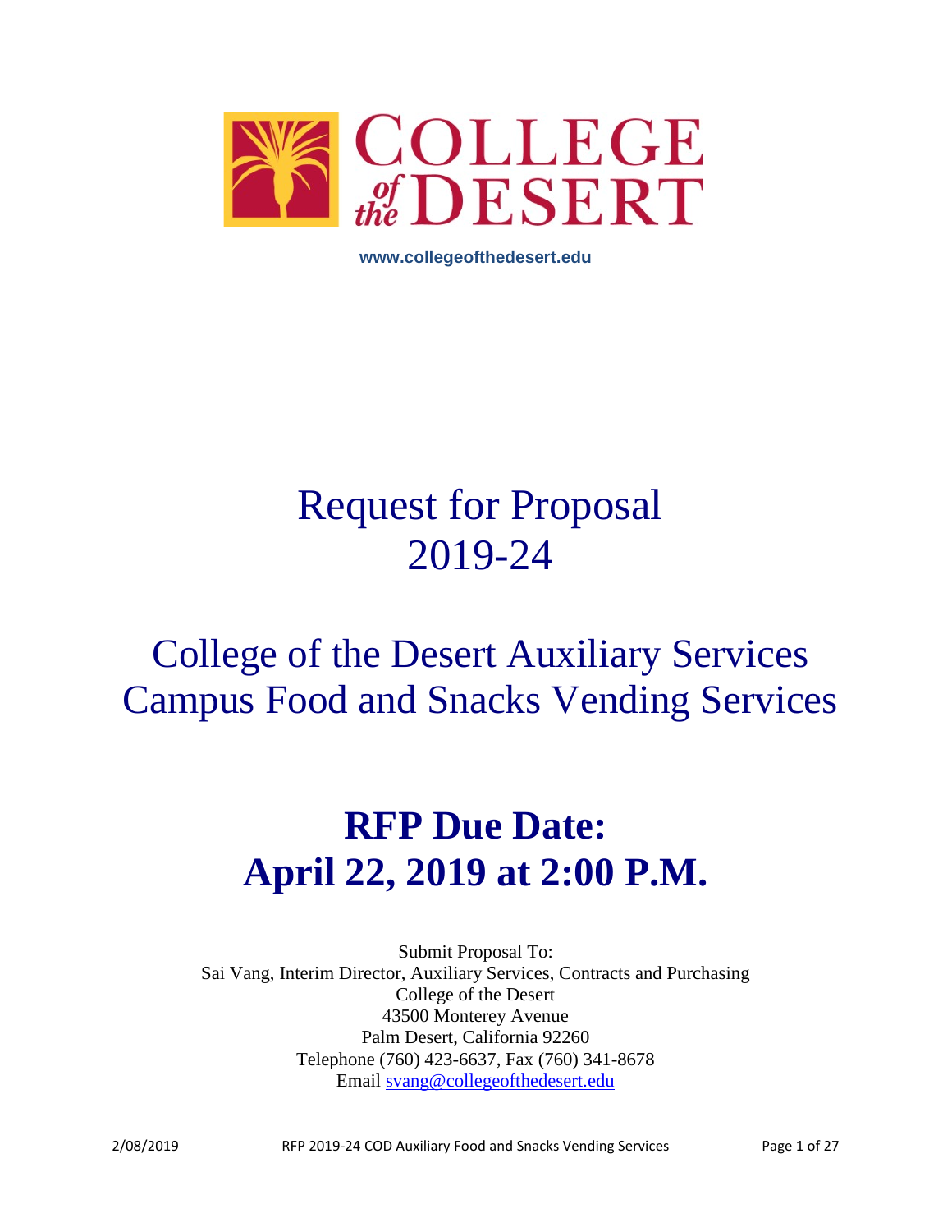# COLLEGE of the DESERT

www.collegeofthedesert.edu

# Request for Proposal 2019-24

## College of the Desert Auxiliary Services Campus Food and Snacks Vending Services

# RFP Due Date: April 22, 2019 at 2:00 P.M.

Submit Proposal To:
Sai Vang, Interim Director, Auxiliary Services, Contracts and Purchasing
College of the Desert
43500 Monterey Avenue
Palm Desert, California 92260
Telephone (760) 423-6637, Fax (760) 341-8678
Email svang@collegeofthedesert.edu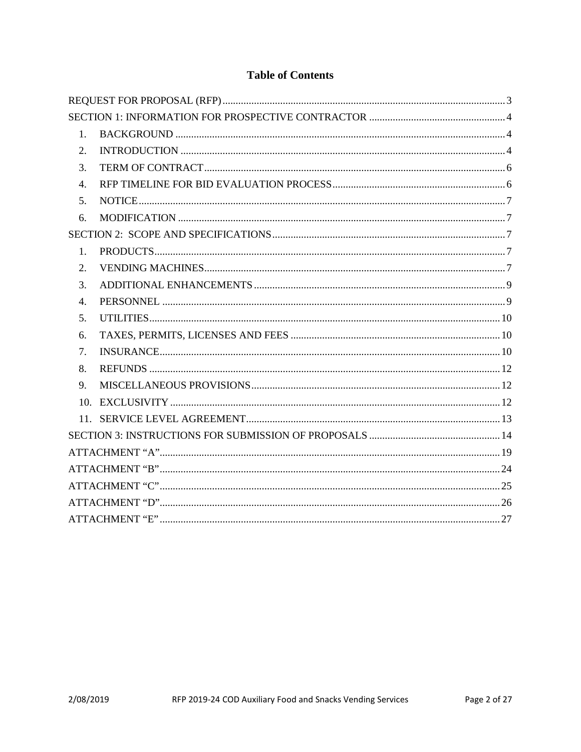# Table of Contents

REQUEST FOR PROPOSAL (RFP) ........................................................ 3

SECTION 1: INFORMATION FOR PROSPECTIVE CONTRACTOR ........................................................ 4

1. BACKGROUND ........................................................ 4
2. INTRODUCTION ........................................................ 4
3. TERM OF CONTRACT ........................................................ 6
4. RFP TIMELINE FOR BID EVALUATION PROCESS ........................................................ 6
5. NOTICE ........................................................ 7
6. MODIFICATION ........................................................ 7

SECTION 2: SCOPE AND SPECIFICATIONS ........................................................ 7

1. PRODUCTS ........................................................ 7
2. VENDING MACHINES ........................................................ 7
3. ADDITIONAL ENHANCEMENTS ........................................................ 9
4. PERSONNEL ........................................................ 9
5. UTILITIES ........................................................ 10
6. TAXES, PERMITS, LICENSES AND FEES ........................................................ 10
7. INSURANCE ........................................................ 10
8. REFUNDS ........................................................ 12
9. MISCELLANEOUS PROVISIONS ........................................................ 12
10. EXCLUSIVITY ........................................................ 12
11. SERVICE LEVEL AGREEMENT ........................................................ 13

SECTION 3: INSTRUCTIONS FOR SUBMISSION OF PROPOSALS ........................................................ 14

ATTACHMENT "A" ........................................................ 19

ATTACHMENT "B" ........................................................ 24

ATTACHMENT "C" ........................................................ 25

ATTACHMENT "D" ........................................................ 26

ATTACHMENT "E" ........................................................ 27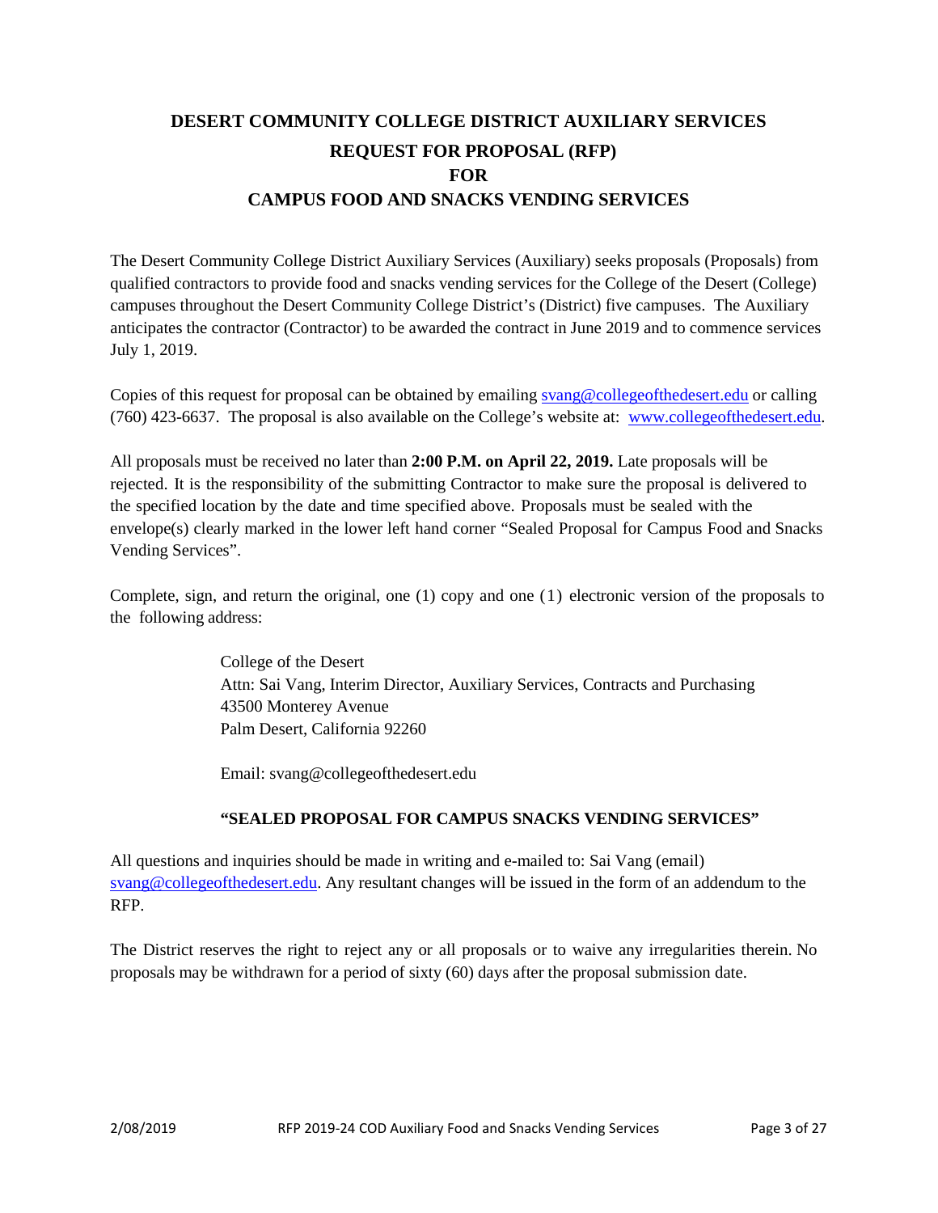# DESERT COMMUNITY COLLEGE DISTRICT AUXILIARY SERVICES

## REQUEST FOR PROPOSAL (RFP)
## FOR
## CAMPUS FOOD AND SNACKS VENDING SERVICES

The Desert Community College District Auxiliary Services (Auxiliary) seeks proposals (Proposals) from qualified contractors to provide food and snacks vending services for the College of the Desert (College) campuses throughout the Desert Community College District's (District) five campuses. The Auxiliary anticipates the contractor (Contractor) to be awarded the contract in June 2019 and to commence services July 1, 2019.

Copies of this request for proposal can be obtained by emailing svang@collegeofthedesert.edu or calling (760) 423-6637. The proposal is also available on the College's website at: www.collegeofthedesert.edu.

All proposals must be received no later than **2:00 P.M. on April 22, 2019.** Late proposals will be rejected. It is the responsibility of the submitting Contractor to make sure the proposal is delivered to the specified location by the date and time specified above. Proposals must be sealed with the envelope(s) clearly marked in the lower left hand corner "Sealed Proposal for Campus Food and Snacks Vending Services".

Complete, sign, and return the original, one (1) copy and one (1) electronic version of the proposals to the following address:

> College of the Desert
> Attn: Sai Vang, Interim Director, Auxiliary Services, Contracts and Purchasing
> 43500 Monterey Avenue
> Palm Desert, California 92260
>
> Email: svang@collegeofthedesert.edu

**"SEALED PROPOSAL FOR CAMPUS SNACKS VENDING SERVICES"**

All questions and inquiries should be made in writing and e-mailed to: Sai Vang (email) svang@collegeofthedesert.edu. Any resultant changes will be issued in the form of an addendum to the RFP.

The District reserves the right to reject any or all proposals or to waive any irregularities therein. No proposals may be withdrawn for a period of sixty (60) days after the proposal submission date.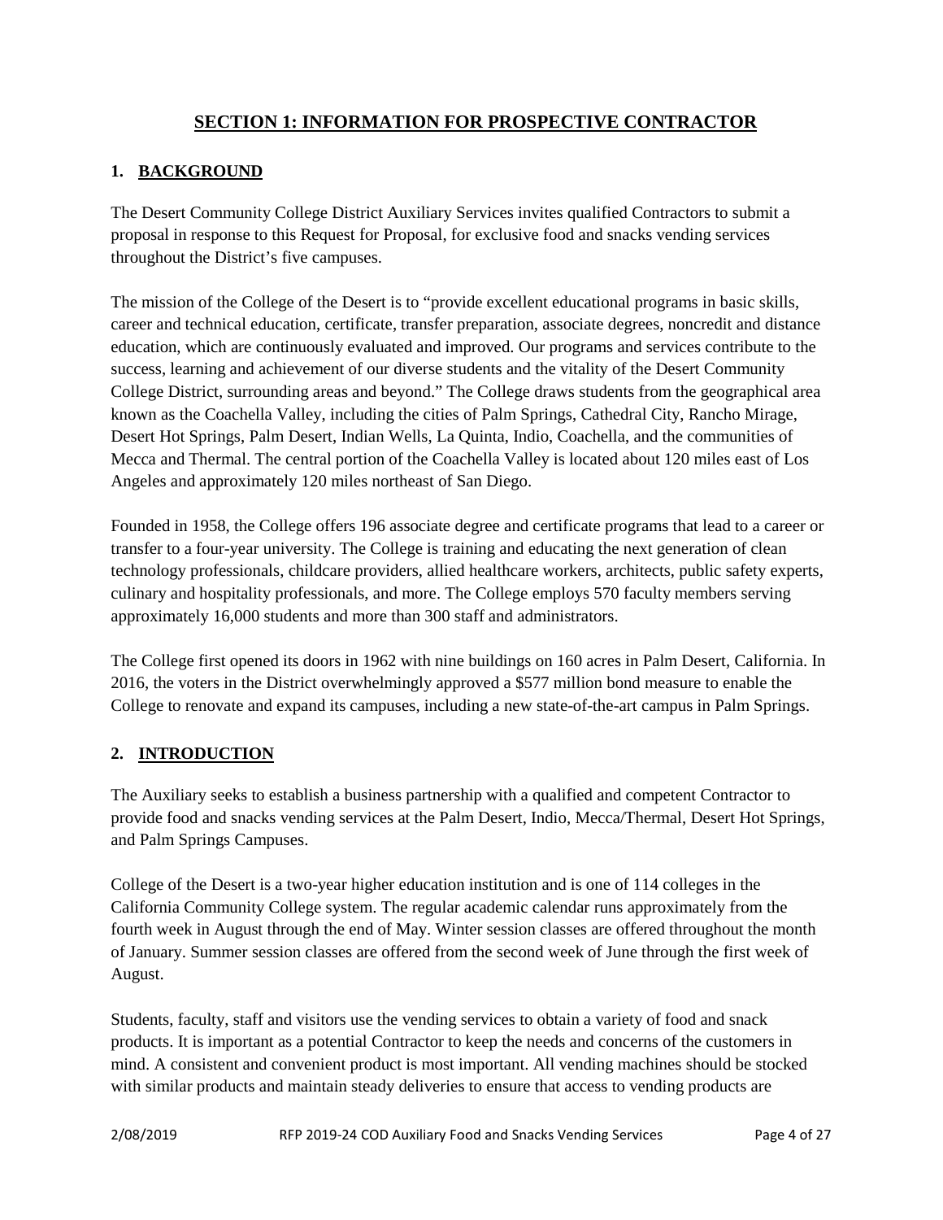# SECTION 1: INFORMATION FOR PROSPECTIVE CONTRACTOR

## 1. BACKGROUND

The Desert Community College District Auxiliary Services invites qualified Contractors to submit a proposal in response to this Request for Proposal, for exclusive food and snacks vending services throughout the District's five campuses.

The mission of the College of the Desert is to "provide excellent educational programs in basic skills, career and technical education, certificate, transfer preparation, associate degrees, noncredit and distance education, which are continuously evaluated and improved. Our programs and services contribute to the success, learning and achievement of our diverse students and the vitality of the Desert Community College District, surrounding areas and beyond." The College draws students from the geographical area known as the Coachella Valley, including the cities of Palm Springs, Cathedral City, Rancho Mirage, Desert Hot Springs, Palm Desert, Indian Wells, La Quinta, Indio, Coachella, and the communities of Mecca and Thermal. The central portion of the Coachella Valley is located about 120 miles east of Los Angeles and approximately 120 miles northeast of San Diego.

Founded in 1958, the College offers 196 associate degree and certificate programs that lead to a career or transfer to a four-year university. The College is training and educating the next generation of clean technology professionals, childcare providers, allied healthcare workers, architects, public safety experts, culinary and hospitality professionals, and more. The College employs 570 faculty members serving approximately 16,000 students and more than 300 staff and administrators.

The College first opened its doors in 1962 with nine buildings on 160 acres in Palm Desert, California. In 2016, the voters in the District overwhelmingly approved a $577 million bond measure to enable the College to renovate and expand its campuses, including a new state-of-the-art campus in Palm Springs.

## 2. INTRODUCTION

The Auxiliary seeks to establish a business partnership with a qualified and competent Contractor to provide food and snacks vending services at the Palm Desert, Indio, Mecca/Thermal, Desert Hot Springs, and Palm Springs Campuses.

College of the Desert is a two-year higher education institution and is one of 114 colleges in the California Community College system. The regular academic calendar runs approximately from the fourth week in August through the end of May. Winter session classes are offered throughout the month of January. Summer session classes are offered from the second week of June through the first week of August.

Students, faculty, staff and visitors use the vending services to obtain a variety of food and snack products. It is important as a potential Contractor to keep the needs and concerns of the customers in mind. A consistent and convenient product is most important. All vending machines should be stocked with similar products and maintain steady deliveries to ensure that access to vending products are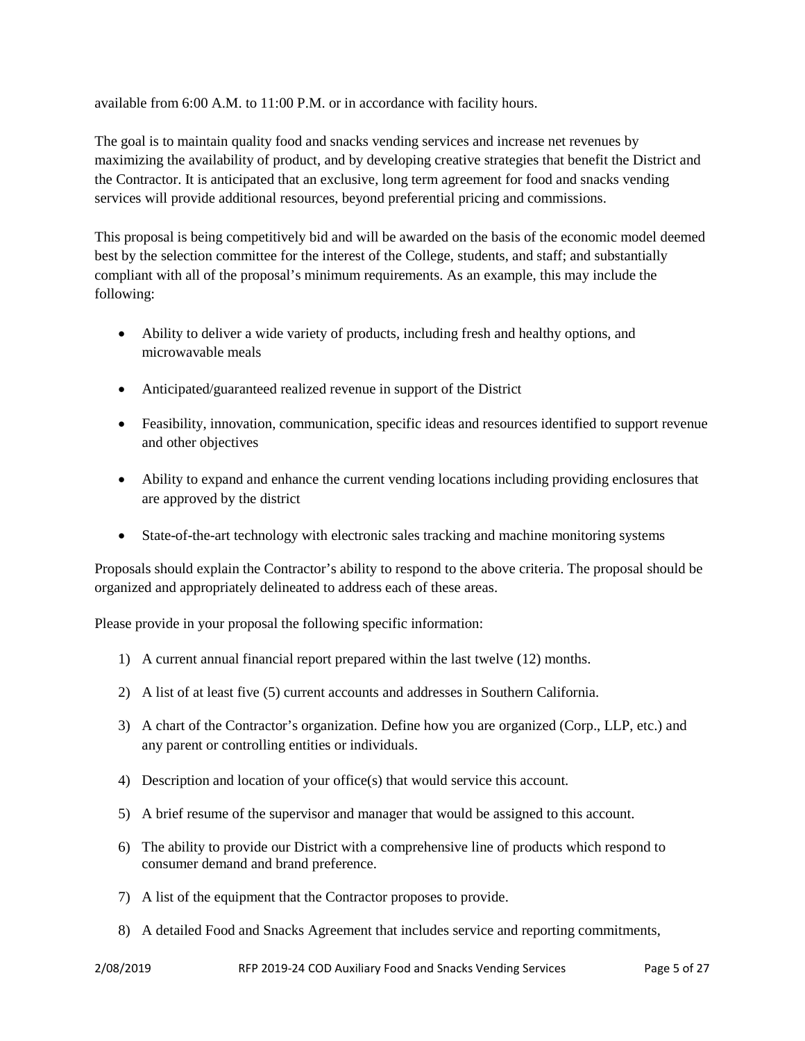available from 6:00 A.M. to 11:00 P.M. or in accordance with facility hours.

The goal is to maintain quality food and snacks vending services and increase net revenues by maximizing the availability of product, and by developing creative strategies that benefit the District and the Contractor. It is anticipated that an exclusive, long term agreement for food and snacks vending services will provide additional resources, beyond preferential pricing and commissions.

This proposal is being competitively bid and will be awarded on the basis of the economic model deemed best by the selection committee for the interest of the College, students, and staff; and substantially compliant with all of the proposal's minimum requirements. As an example, this may include the following:

- Ability to deliver a wide variety of products, including fresh and healthy options, and microwavable meals
- Anticipated/guaranteed realized revenue in support of the District
- Feasibility, innovation, communication, specific ideas and resources identified to support revenue and other objectives
- Ability to expand and enhance the current vending locations including providing enclosures that are approved by the district
- State-of-the-art technology with electronic sales tracking and machine monitoring systems

Proposals should explain the Contractor's ability to respond to the above criteria. The proposal should be organized and appropriately delineated to address each of these areas.

Please provide in your proposal the following specific information:

1) A current annual financial report prepared within the last twelve (12) months.
2) A list of at least five (5) current accounts and addresses in Southern California.
3) A chart of the Contractor's organization. Define how you are organized (Corp., LLP, etc.) and any parent or controlling entities or individuals.
4) Description and location of your office(s) that would service this account.
5) A brief resume of the supervisor and manager that would be assigned to this account.
6) The ability to provide our District with a comprehensive line of products which respond to consumer demand and brand preference.
7) A list of the equipment that the Contractor proposes to provide.
8) A detailed Food and Snacks Agreement that includes service and reporting commitments,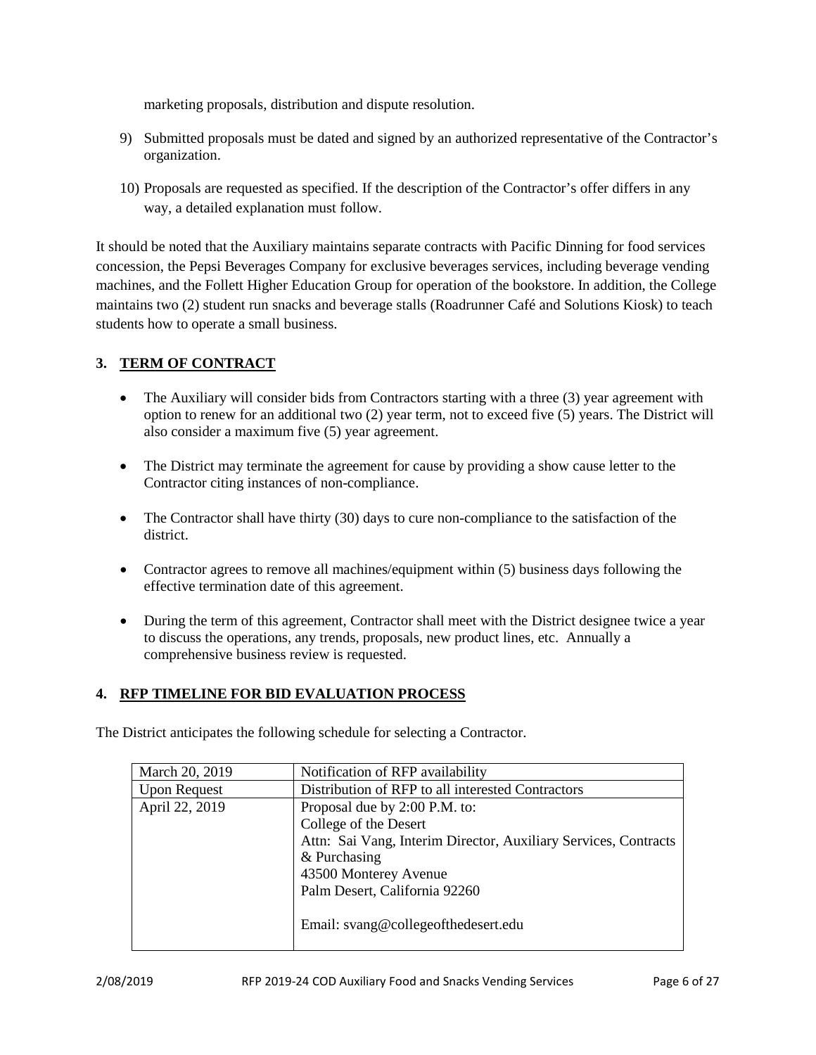marketing proposals, distribution and dispute resolution.

9) Submitted proposals must be dated and signed by an authorized representative of the Contractor's organization.

10) Proposals are requested as specified. If the description of the Contractor's offer differs in any way, a detailed explanation must follow.

It should be noted that the Auxiliary maintains separate contracts with Pacific Dinning for food services concession, the Pepsi Beverages Company for exclusive beverages services, including beverage vending machines, and the Follett Higher Education Group for operation of the bookstore. In addition, the College maintains two (2) student run snacks and beverage stalls (Roadrunner Café and Solutions Kiosk) to teach students how to operate a small business.

## 3. TERM OF CONTRACT

- The Auxiliary will consider bids from Contractors starting with a three (3) year agreement with option to renew for an additional two (2) year term, not to exceed five (5) years. The District will also consider a maximum five (5) year agreement.
- The District may terminate the agreement for cause by providing a show cause letter to the Contractor citing instances of non-compliance.
- The Contractor shall have thirty (30) days to cure non-compliance to the satisfaction of the district.
- Contractor agrees to remove all machines/equipment within (5) business days following the effective termination date of this agreement.
- During the term of this agreement, Contractor shall meet with the District designee twice a year to discuss the operations, any trends, proposals, new product lines, etc. Annually a comprehensive business review is requested.

## 4. RFP TIMELINE FOR BID EVALUATION PROCESS

The District anticipates the following schedule for selecting a Contractor.

| March 20, 2019 | Notification of RFP availability |
|---|---|
| Upon Request | Distribution of RFP to all interested Contractors |
| April 22, 2019 | Proposal due by 2:00 P.M. to:<br>College of the Desert<br>Attn: Sai Vang, Interim Director, Auxiliary Services, Contracts & Purchasing<br>43500 Monterey Avenue<br>Palm Desert, California 92260<br><br>Email: svang@collegeofthedesert.edu |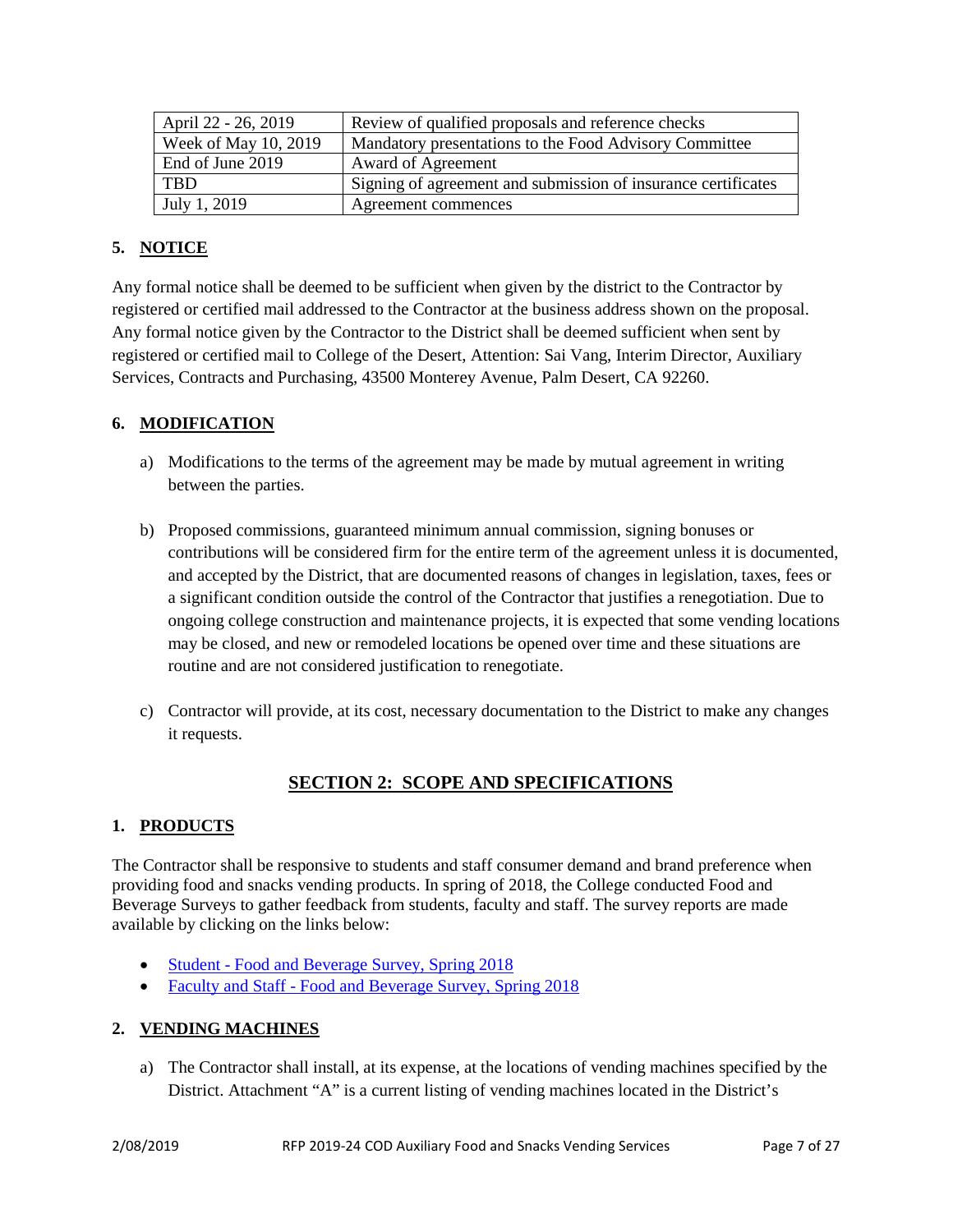| | |
|---|---|
| April 22 - 26, 2019 | Review of qualified proposals and reference checks |
| Week of May 10, 2019 | Mandatory presentations to the Food Advisory Committee |
| End of June 2019 | Award of Agreement |
| TBD | Signing of agreement and submission of insurance certificates |
| July 1, 2019 | Agreement commences |

### 5. NOTICE

Any formal notice shall be deemed to be sufficient when given by the district to the Contractor by registered or certified mail addressed to the Contractor at the business address shown on the proposal. Any formal notice given by the Contractor to the District shall be deemed sufficient when sent by registered or certified mail to College of the Desert, Attention: Sai Vang, Interim Director, Auxiliary Services, Contracts and Purchasing, 43500 Monterey Avenue, Palm Desert, CA 92260.

### 6. MODIFICATION

a) Modifications to the terms of the agreement may be made by mutual agreement in writing between the parties.

b) Proposed commissions, guaranteed minimum annual commission, signing bonuses or contributions will be considered firm for the entire term of the agreement unless it is documented, and accepted by the District, that are documented reasons of changes in legislation, taxes, fees or a significant condition outside the control of the Contractor that justifies a renegotiation. Due to ongoing college construction and maintenance projects, it is expected that some vending locations may be closed, and new or remodeled locations be opened over time and these situations are routine and are not considered justification to renegotiate.

c) Contractor will provide, at its cost, necessary documentation to the District to make any changes it requests.

## SECTION 2: SCOPE AND SPECIFICATIONS

### 1. PRODUCTS

The Contractor shall be responsive to students and staff consumer demand and brand preference when providing food and snacks vending products. In spring of 2018, the College conducted Food and Beverage Surveys to gather feedback from students, faculty and staff. The survey reports are made available by clicking on the links below:

- Student - Food and Beverage Survey, Spring 2018
- Faculty and Staff - Food and Beverage Survey, Spring 2018

### 2. VENDING MACHINES

a) The Contractor shall install, at its expense, at the locations of vending machines specified by the District. Attachment "A" is a current listing of vending machines located in the District's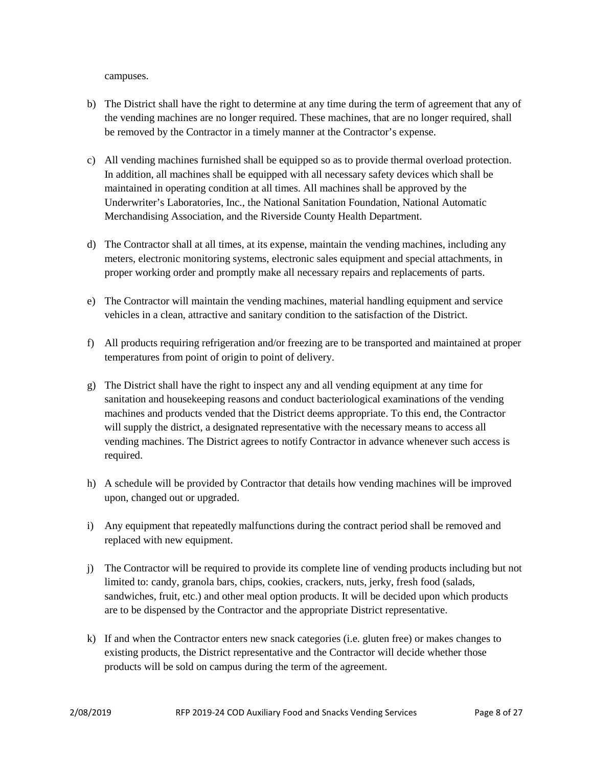campuses.

b) The District shall have the right to determine at any time during the term of agreement that any of the vending machines are no longer required. These machines, that are no longer required, shall be removed by the Contractor in a timely manner at the Contractor's expense.

c) All vending machines furnished shall be equipped so as to provide thermal overload protection. In addition, all machines shall be equipped with all necessary safety devices which shall be maintained in operating condition at all times. All machines shall be approved by the Underwriter's Laboratories, Inc., the National Sanitation Foundation, National Automatic Merchandising Association, and the Riverside County Health Department.

d) The Contractor shall at all times, at its expense, maintain the vending machines, including any meters, electronic monitoring systems, electronic sales equipment and special attachments, in proper working order and promptly make all necessary repairs and replacements of parts.

e) The Contractor will maintain the vending machines, material handling equipment and service vehicles in a clean, attractive and sanitary condition to the satisfaction of the District.

f) All products requiring refrigeration and/or freezing are to be transported and maintained at proper temperatures from point of origin to point of delivery.

g) The District shall have the right to inspect any and all vending equipment at any time for sanitation and housekeeping reasons and conduct bacteriological examinations of the vending machines and products vended that the District deems appropriate. To this end, the Contractor will supply the district, a designated representative with the necessary means to access all vending machines. The District agrees to notify Contractor in advance whenever such access is required.

h) A schedule will be provided by Contractor that details how vending machines will be improved upon, changed out or upgraded.

i) Any equipment that repeatedly malfunctions during the contract period shall be removed and replaced with new equipment.

j) The Contractor will be required to provide its complete line of vending products including but not limited to: candy, granola bars, chips, cookies, crackers, nuts, jerky, fresh food (salads, sandwiches, fruit, etc.) and other meal option products. It will be decided upon which products are to be dispensed by the Contractor and the appropriate District representative.

k) If and when the Contractor enters new snack categories (i.e. gluten free) or makes changes to existing products, the District representative and the Contractor will decide whether those products will be sold on campus during the term of the agreement.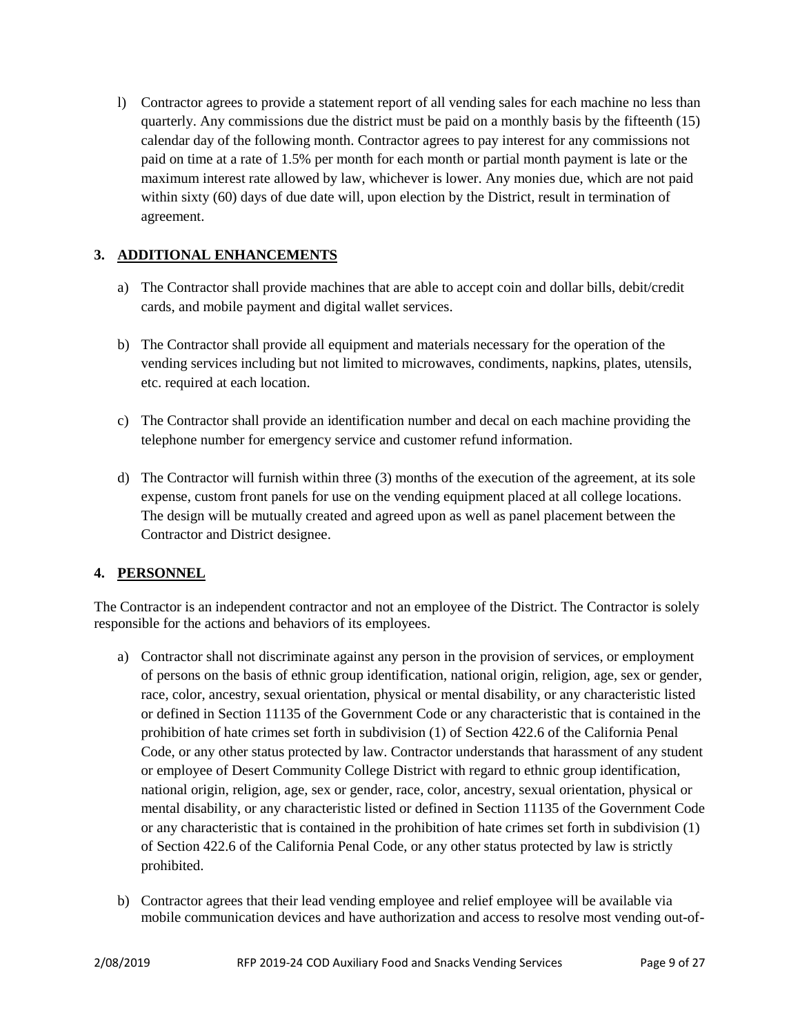l) Contractor agrees to provide a statement report of all vending sales for each machine no less than quarterly. Any commissions due the district must be paid on a monthly basis by the fifteenth (15) calendar day of the following month. Contractor agrees to pay interest for any commissions not paid on time at a rate of 1.5% per month for each month or partial month payment is late or the maximum interest rate allowed by law, whichever is lower. Any monies due, which are not paid within sixty (60) days of due date will, upon election by the District, result in termination of agreement.

## 3. ADDITIONAL ENHANCEMENTS

a) The Contractor shall provide machines that are able to accept coin and dollar bills, debit/credit cards, and mobile payment and digital wallet services.

b) The Contractor shall provide all equipment and materials necessary for the operation of the vending services including but not limited to microwaves, condiments, napkins, plates, utensils, etc. required at each location.

c) The Contractor shall provide an identification number and decal on each machine providing the telephone number for emergency service and customer refund information.

d) The Contractor will furnish within three (3) months of the execution of the agreement, at its sole expense, custom front panels for use on the vending equipment placed at all college locations. The design will be mutually created and agreed upon as well as panel placement between the Contractor and District designee.

## 4. PERSONNEL

The Contractor is an independent contractor and not an employee of the District. The Contractor is solely responsible for the actions and behaviors of its employees.

a) Contractor shall not discriminate against any person in the provision of services, or employment of persons on the basis of ethnic group identification, national origin, religion, age, sex or gender, race, color, ancestry, sexual orientation, physical or mental disability, or any characteristic listed or defined in Section 11135 of the Government Code or any characteristic that is contained in the prohibition of hate crimes set forth in subdivision (1) of Section 422.6 of the California Penal Code, or any other status protected by law. Contractor understands that harassment of any student or employee of Desert Community College District with regard to ethnic group identification, national origin, religion, age, sex or gender, race, color, ancestry, sexual orientation, physical or mental disability, or any characteristic listed or defined in Section 11135 of the Government Code or any characteristic that is contained in the prohibition of hate crimes set forth in subdivision (1) of Section 422.6 of the California Penal Code, or any other status protected by law is strictly prohibited.

b) Contractor agrees that their lead vending employee and relief employee will be available via mobile communication devices and have authorization and access to resolve most vending out-of-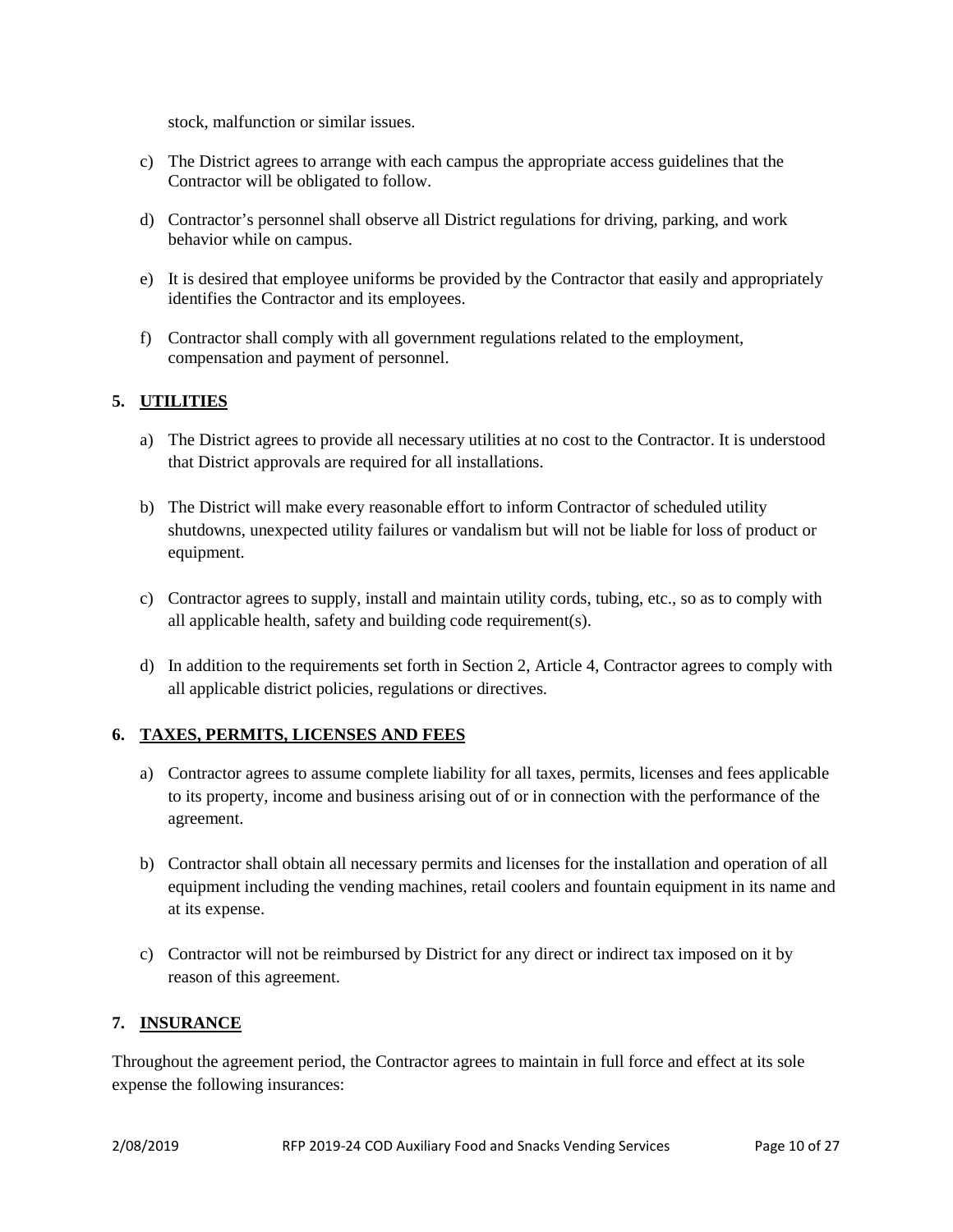stock, malfunction or similar issues.

c) The District agrees to arrange with each campus the appropriate access guidelines that the Contractor will be obligated to follow.

d) Contractor's personnel shall observe all District regulations for driving, parking, and work behavior while on campus.

e) It is desired that employee uniforms be provided by the Contractor that easily and appropriately identifies the Contractor and its employees.

f) Contractor shall comply with all government regulations related to the employment, compensation and payment of personnel.

### 5. UTILITIES

a) The District agrees to provide all necessary utilities at no cost to the Contractor. It is understood that District approvals are required for all installations.

b) The District will make every reasonable effort to inform Contractor of scheduled utility shutdowns, unexpected utility failures or vandalism but will not be liable for loss of product or equipment.

c) Contractor agrees to supply, install and maintain utility cords, tubing, etc., so as to comply with all applicable health, safety and building code requirement(s).

d) In addition to the requirements set forth in Section 2, Article 4, Contractor agrees to comply with all applicable district policies, regulations or directives.

### 6. TAXES, PERMITS, LICENSES AND FEES

a) Contractor agrees to assume complete liability for all taxes, permits, licenses and fees applicable to its property, income and business arising out of or in connection with the performance of the agreement.

b) Contractor shall obtain all necessary permits and licenses for the installation and operation of all equipment including the vending machines, retail coolers and fountain equipment in its name and at its expense.

c) Contractor will not be reimbursed by District for any direct or indirect tax imposed on it by reason of this agreement.

### 7. INSURANCE

Throughout the agreement period, the Contractor agrees to maintain in full force and effect at its sole expense the following insurances: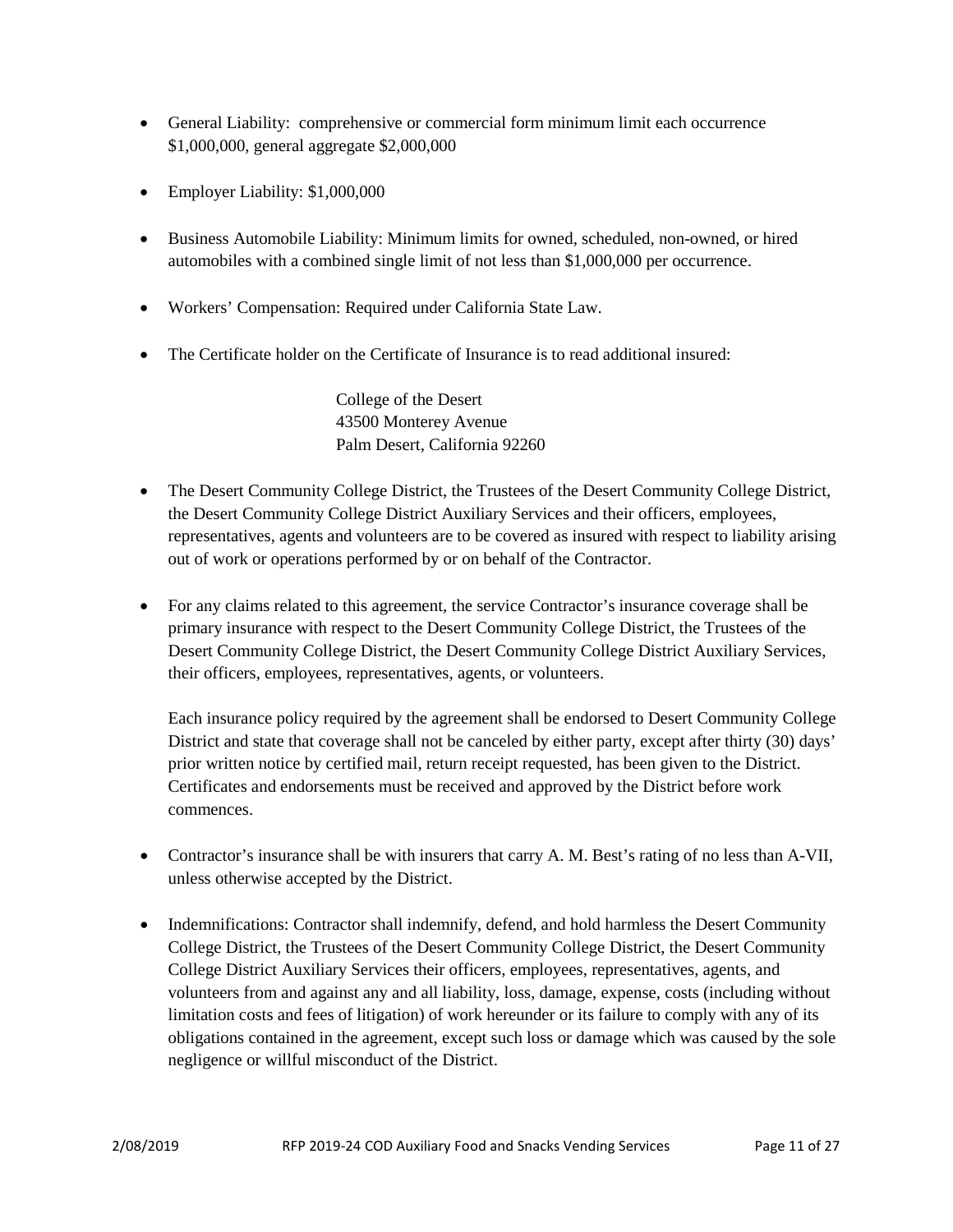- General Liability: comprehensive or commercial form minimum limit each occurrence $1,000,000, general aggregate $2,000,000

- Employer Liability: $1,000,000

- Business Automobile Liability: Minimum limits for owned, scheduled, non-owned, or hired automobiles with a combined single limit of not less than $1,000,000 per occurrence.

- Workers' Compensation: Required under California State Law.

- The Certificate holder on the Certificate of Insurance is to read additional insured:

  College of the Desert
  43500 Monterey Avenue
  Palm Desert, California 92260

- The Desert Community College District, the Trustees of the Desert Community College District, the Desert Community College District Auxiliary Services and their officers, employees, representatives, agents and volunteers are to be covered as insured with respect to liability arising out of work or operations performed by or on behalf of the Contractor.

- For any claims related to this agreement, the service Contractor's insurance coverage shall be primary insurance with respect to the Desert Community College District, the Trustees of the Desert Community College District, the Desert Community College District Auxiliary Services, their officers, employees, representatives, agents, or volunteers.

  Each insurance policy required by the agreement shall be endorsed to Desert Community College District and state that coverage shall not be canceled by either party, except after thirty (30) days' prior written notice by certified mail, return receipt requested, has been given to the District. Certificates and endorsements must be received and approved by the District before work commences.

- Contractor's insurance shall be with insurers that carry A. M. Best's rating of no less than A-VII, unless otherwise accepted by the District.

- Indemnifications: Contractor shall indemnify, defend, and hold harmless the Desert Community College District, the Trustees of the Desert Community College District, the Desert Community College District Auxiliary Services their officers, employees, representatives, agents, and volunteers from and against any and all liability, loss, damage, expense, costs (including without limitation costs and fees of litigation) of work hereunder or its failure to comply with any of its obligations contained in the agreement, except such loss or damage which was caused by the sole negligence or willful misconduct of the District.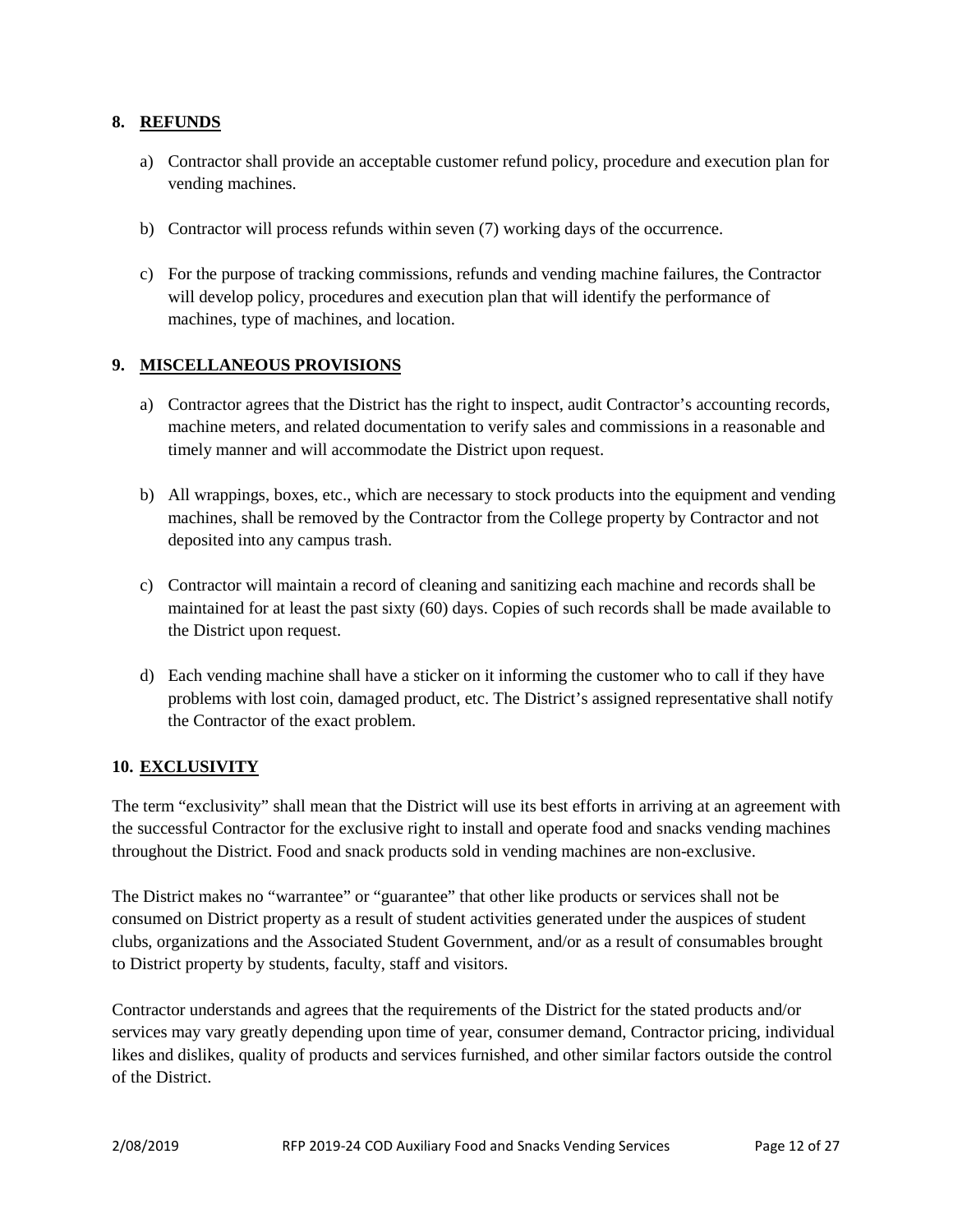## 8. REFUNDS

a) Contractor shall provide an acceptable customer refund policy, procedure and execution plan for vending machines.

b) Contractor will process refunds within seven (7) working days of the occurrence.

c) For the purpose of tracking commissions, refunds and vending machine failures, the Contractor will develop policy, procedures and execution plan that will identify the performance of machines, type of machines, and location.

## 9. MISCELLANEOUS PROVISIONS

a) Contractor agrees that the District has the right to inspect, audit Contractor's accounting records, machine meters, and related documentation to verify sales and commissions in a reasonable and timely manner and will accommodate the District upon request.

b) All wrappings, boxes, etc., which are necessary to stock products into the equipment and vending machines, shall be removed by the Contractor from the College property by Contractor and not deposited into any campus trash.

c) Contractor will maintain a record of cleaning and sanitizing each machine and records shall be maintained for at least the past sixty (60) days. Copies of such records shall be made available to the District upon request.

d) Each vending machine shall have a sticker on it informing the customer who to call if they have problems with lost coin, damaged product, etc. The District's assigned representative shall notify the Contractor of the exact problem.

## 10. EXCLUSIVITY

The term "exclusivity" shall mean that the District will use its best efforts in arriving at an agreement with the successful Contractor for the exclusive right to install and operate food and snacks vending machines throughout the District. Food and snack products sold in vending machines are non-exclusive.

The District makes no "warrantee" or "guarantee" that other like products or services shall not be consumed on District property as a result of student activities generated under the auspices of student clubs, organizations and the Associated Student Government, and/or as a result of consumables brought to District property by students, faculty, staff and visitors.

Contractor understands and agrees that the requirements of the District for the stated products and/or services may vary greatly depending upon time of year, consumer demand, Contractor pricing, individual likes and dislikes, quality of products and services furnished, and other similar factors outside the control of the District.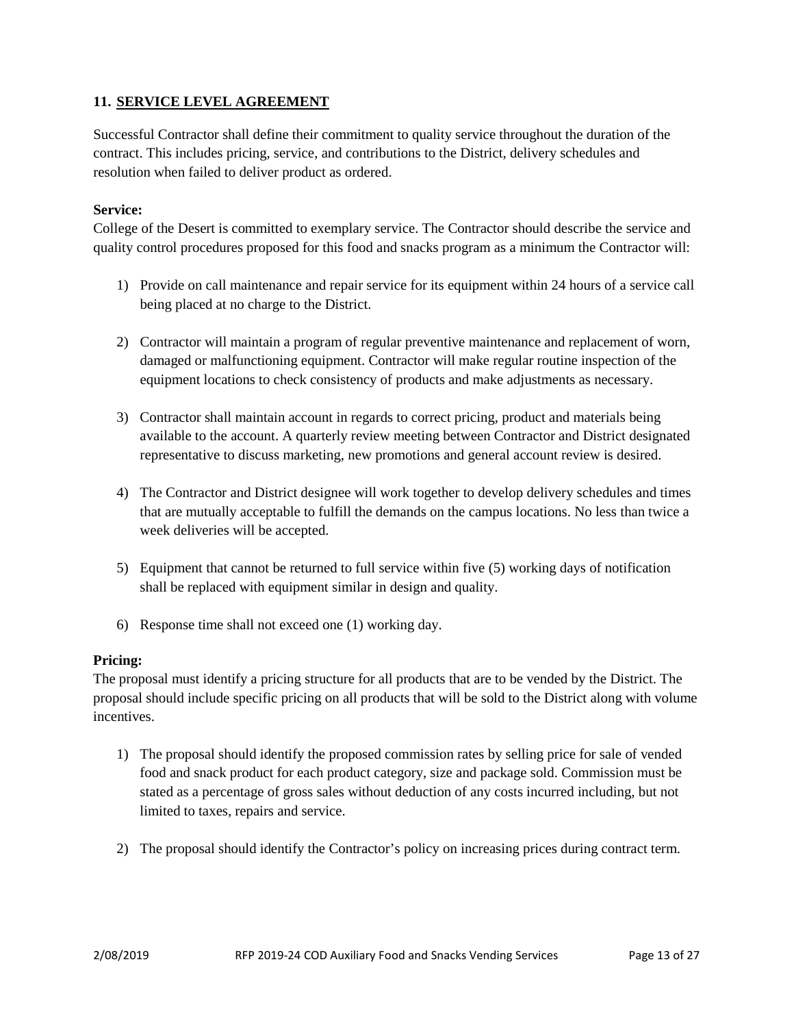## 11. SERVICE LEVEL AGREEMENT

Successful Contractor shall define their commitment to quality service throughout the duration of the contract. This includes pricing, service, and contributions to the District, delivery schedules and resolution when failed to deliver product as ordered.

**Service:**
College of the Desert is committed to exemplary service. The Contractor should describe the service and quality control procedures proposed for this food and snacks program as a minimum the Contractor will:

1) Provide on call maintenance and repair service for its equipment within 24 hours of a service call being placed at no charge to the District.

2) Contractor will maintain a program of regular preventive maintenance and replacement of worn, damaged or malfunctioning equipment. Contractor will make regular routine inspection of the equipment locations to check consistency of products and make adjustments as necessary.

3) Contractor shall maintain account in regards to correct pricing, product and materials being available to the account. A quarterly review meeting between Contractor and District designated representative to discuss marketing, new promotions and general account review is desired.

4) The Contractor and District designee will work together to develop delivery schedules and times that are mutually acceptable to fulfill the demands on the campus locations. No less than twice a week deliveries will be accepted.

5) Equipment that cannot be returned to full service within five (5) working days of notification shall be replaced with equipment similar in design and quality.

6) Response time shall not exceed one (1) working day.

**Pricing:**
The proposal must identify a pricing structure for all products that are to be vended by the District. The proposal should include specific pricing on all products that will be sold to the District along with volume incentives.

1) The proposal should identify the proposed commission rates by selling price for sale of vended food and snack product for each product category, size and package sold. Commission must be stated as a percentage of gross sales without deduction of any costs incurred including, but not limited to taxes, repairs and service.

2) The proposal should identify the Contractor's policy on increasing prices during contract term.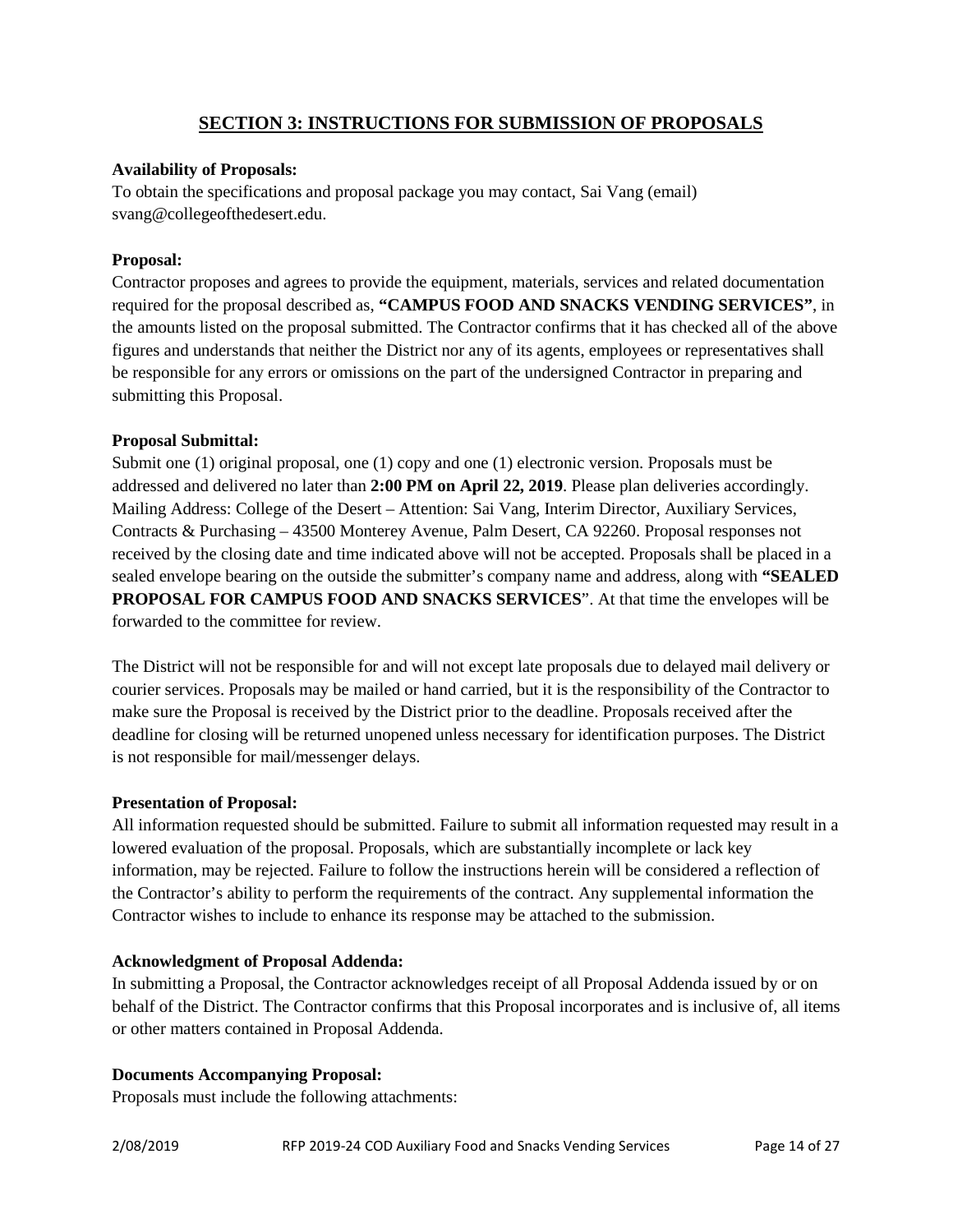## SECTION 3: INSTRUCTIONS FOR SUBMISSION OF PROPOSALS

**Availability of Proposals:**
To obtain the specifications and proposal package you may contact, Sai Vang (email) svang@collegeofthedesert.edu.

**Proposal:**
Contractor proposes and agrees to provide the equipment, materials, services and related documentation required for the proposal described as, **"CAMPUS FOOD AND SNACKS VENDING SERVICES"**, in the amounts listed on the proposal submitted. The Contractor confirms that it has checked all of the above figures and understands that neither the District nor any of its agents, employees or representatives shall be responsible for any errors or omissions on the part of the undersigned Contractor in preparing and submitting this Proposal.

**Proposal Submittal:**
Submit one (1) original proposal, one (1) copy and one (1) electronic version. Proposals must be addressed and delivered no later than **2:00 PM on April 22, 2019**. Please plan deliveries accordingly. Mailing Address: College of the Desert – Attention: Sai Vang, Interim Director, Auxiliary Services, Contracts & Purchasing – 43500 Monterey Avenue, Palm Desert, CA 92260. Proposal responses not received by the closing date and time indicated above will not be accepted. Proposals shall be placed in a sealed envelope bearing on the outside the submitter's company name and address, along with **"SEALED PROPOSAL FOR CAMPUS FOOD AND SNACKS SERVICES**". At that time the envelopes will be forwarded to the committee for review.

The District will not be responsible for and will not except late proposals due to delayed mail delivery or courier services. Proposals may be mailed or hand carried, but it is the responsibility of the Contractor to make sure the Proposal is received by the District prior to the deadline. Proposals received after the deadline for closing will be returned unopened unless necessary for identification purposes. The District is not responsible for mail/messenger delays.

**Presentation of Proposal:**
All information requested should be submitted. Failure to submit all information requested may result in a lowered evaluation of the proposal. Proposals, which are substantially incomplete or lack key information, may be rejected. Failure to follow the instructions herein will be considered a reflection of the Contractor's ability to perform the requirements of the contract. Any supplemental information the Contractor wishes to include to enhance its response may be attached to the submission.

**Acknowledgment of Proposal Addenda:**
In submitting a Proposal, the Contractor acknowledges receipt of all Proposal Addenda issued by or on behalf of the District. The Contractor confirms that this Proposal incorporates and is inclusive of, all items or other matters contained in Proposal Addenda.

**Documents Accompanying Proposal:**
Proposals must include the following attachments: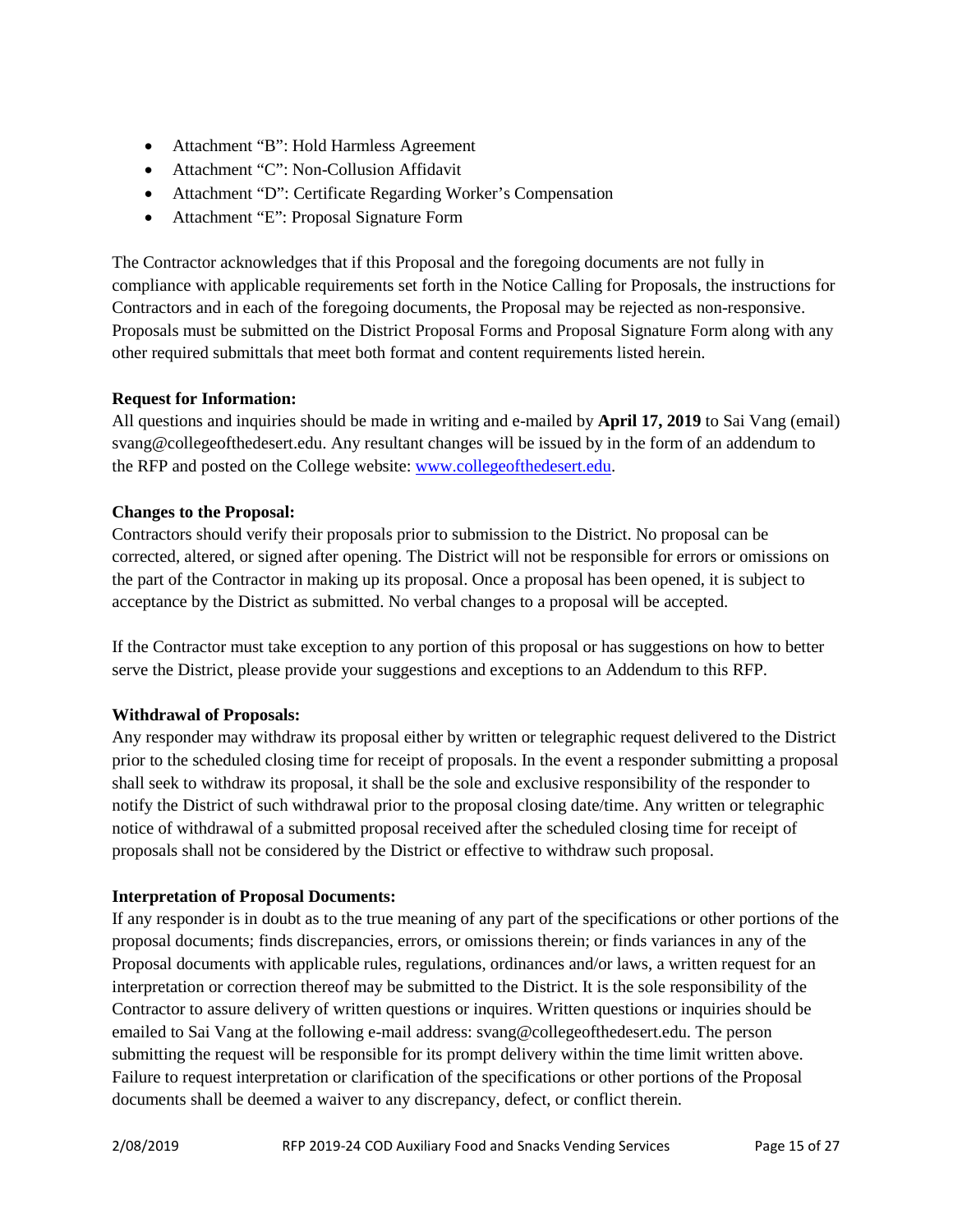- Attachment "B": Hold Harmless Agreement
- Attachment "C": Non-Collusion Affidavit
- Attachment "D": Certificate Regarding Worker's Compensation
- Attachment "E": Proposal Signature Form

The Contractor acknowledges that if this Proposal and the foregoing documents are not fully in compliance with applicable requirements set forth in the Notice Calling for Proposals, the instructions for Contractors and in each of the foregoing documents, the Proposal may be rejected as non-responsive. Proposals must be submitted on the District Proposal Forms and Proposal Signature Form along with any other required submittals that meet both format and content requirements listed herein.

**Request for Information:**
All questions and inquiries should be made in writing and e-mailed by **April 17, 2019** to Sai Vang (email) svang@collegeofthedesert.edu. Any resultant changes will be issued by in the form of an addendum to the RFP and posted on the College website: [www.collegeofthedesert.edu](www.collegeofthedesert.edu).

**Changes to the Proposal:**
Contractors should verify their proposals prior to submission to the District. No proposal can be corrected, altered, or signed after opening. The District will not be responsible for errors or omissions on the part of the Contractor in making up its proposal. Once a proposal has been opened, it is subject to acceptance by the District as submitted. No verbal changes to a proposal will be accepted.

If the Contractor must take exception to any portion of this proposal or has suggestions on how to better serve the District, please provide your suggestions and exceptions to an Addendum to this RFP.

**Withdrawal of Proposals:**
Any responder may withdraw its proposal either by written or telegraphic request delivered to the District prior to the scheduled closing time for receipt of proposals. In the event a responder submitting a proposal shall seek to withdraw its proposal, it shall be the sole and exclusive responsibility of the responder to notify the District of such withdrawal prior to the proposal closing date/time. Any written or telegraphic notice of withdrawal of a submitted proposal received after the scheduled closing time for receipt of proposals shall not be considered by the District or effective to withdraw such proposal.

**Interpretation of Proposal Documents:**
If any responder is in doubt as to the true meaning of any part of the specifications or other portions of the proposal documents; finds discrepancies, errors, or omissions therein; or finds variances in any of the Proposal documents with applicable rules, regulations, ordinances and/or laws, a written request for an interpretation or correction thereof may be submitted to the District. It is the sole responsibility of the Contractor to assure delivery of written questions or inquires. Written questions or inquiries should be emailed to Sai Vang at the following e-mail address: svang@collegeofthedesert.edu. The person submitting the request will be responsible for its prompt delivery within the time limit written above. Failure to request interpretation or clarification of the specifications or other portions of the Proposal documents shall be deemed a waiver to any discrepancy, defect, or conflict therein.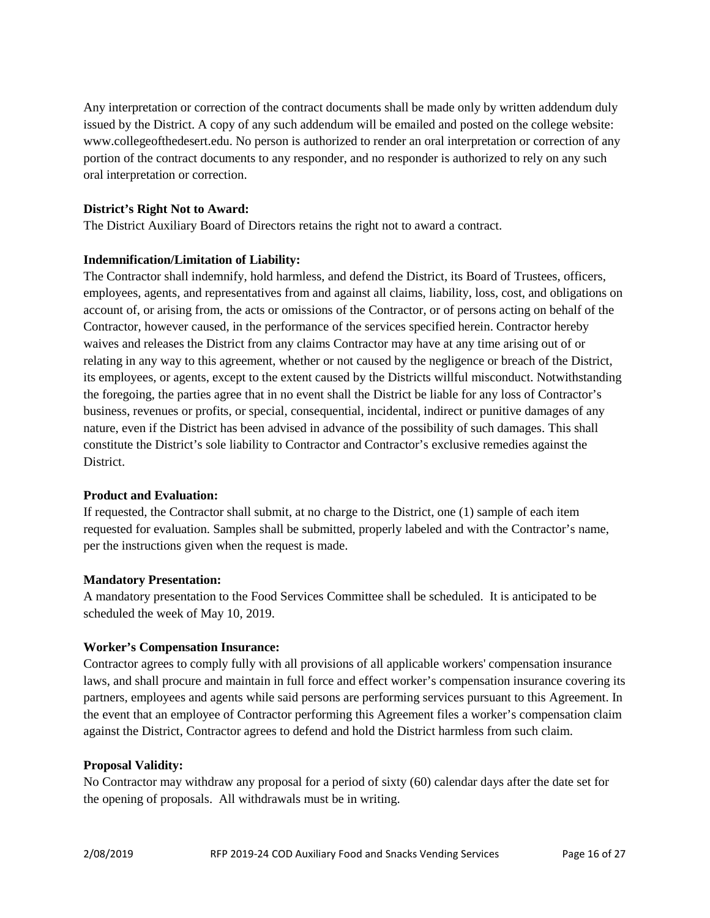Any interpretation or correction of the contract documents shall be made only by written addendum duly issued by the District. A copy of any such addendum will be emailed and posted on the college website: www.collegeofthedesert.edu. No person is authorized to render an oral interpretation or correction of any portion of the contract documents to any responder, and no responder is authorized to rely on any such oral interpretation or correction.

**District's Right Not to Award:**

The District Auxiliary Board of Directors retains the right not to award a contract.

**Indemnification/Limitation of Liability:**

The Contractor shall indemnify, hold harmless, and defend the District, its Board of Trustees, officers, employees, agents, and representatives from and against all claims, liability, loss, cost, and obligations on account of, or arising from, the acts or omissions of the Contractor, or of persons acting on behalf of the Contractor, however caused, in the performance of the services specified herein. Contractor hereby waives and releases the District from any claims Contractor may have at any time arising out of or relating in any way to this agreement, whether or not caused by the negligence or breach of the District, its employees, or agents, except to the extent caused by the Districts willful misconduct. Notwithstanding the foregoing, the parties agree that in no event shall the District be liable for any loss of Contractor's business, revenues or profits, or special, consequential, incidental, indirect or punitive damages of any nature, even if the District has been advised in advance of the possibility of such damages. This shall constitute the District's sole liability to Contractor and Contractor's exclusive remedies against the District.

**Product and Evaluation:**

If requested, the Contractor shall submit, at no charge to the District, one (1) sample of each item requested for evaluation. Samples shall be submitted, properly labeled and with the Contractor's name, per the instructions given when the request is made.

**Mandatory Presentation:**

A mandatory presentation to the Food Services Committee shall be scheduled. It is anticipated to be scheduled the week of May 10, 2019.

**Worker's Compensation Insurance:**

Contractor agrees to comply fully with all provisions of all applicable workers' compensation insurance laws, and shall procure and maintain in full force and effect worker's compensation insurance covering its partners, employees and agents while said persons are performing services pursuant to this Agreement. In the event that an employee of Contractor performing this Agreement files a worker's compensation claim against the District, Contractor agrees to defend and hold the District harmless from such claim.

**Proposal Validity:**

No Contractor may withdraw any proposal for a period of sixty (60) calendar days after the date set for the opening of proposals. All withdrawals must be in writing.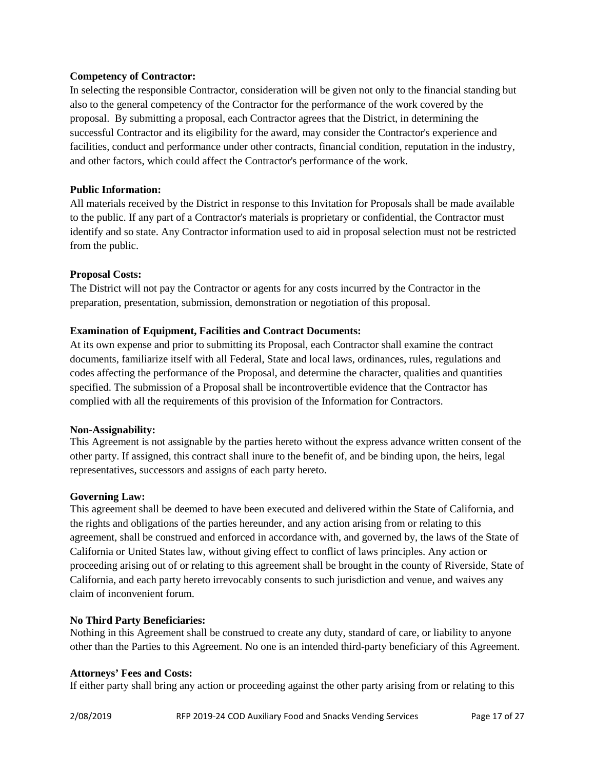**Competency of Contractor:**

In selecting the responsible Contractor, consideration will be given not only to the financial standing but also to the general competency of the Contractor for the performance of the work covered by the proposal. By submitting a proposal, each Contractor agrees that the District, in determining the successful Contractor and its eligibility for the award, may consider the Contractor's experience and facilities, conduct and performance under other contracts, financial condition, reputation in the industry, and other factors, which could affect the Contractor's performance of the work.

**Public Information:**

All materials received by the District in response to this Invitation for Proposals shall be made available to the public. If any part of a Contractor's materials is proprietary or confidential, the Contractor must identify and so state. Any Contractor information used to aid in proposal selection must not be restricted from the public.

**Proposal Costs:**

The District will not pay the Contractor or agents for any costs incurred by the Contractor in the preparation, presentation, submission, demonstration or negotiation of this proposal.

**Examination of Equipment, Facilities and Contract Documents:**

At its own expense and prior to submitting its Proposal, each Contractor shall examine the contract documents, familiarize itself with all Federal, State and local laws, ordinances, rules, regulations and codes affecting the performance of the Proposal, and determine the character, qualities and quantities specified. The submission of a Proposal shall be incontrovertible evidence that the Contractor has complied with all the requirements of this provision of the Information for Contractors.

**Non-Assignability:**

This Agreement is not assignable by the parties hereto without the express advance written consent of the other party. If assigned, this contract shall inure to the benefit of, and be binding upon, the heirs, legal representatives, successors and assigns of each party hereto.

**Governing Law:**

This agreement shall be deemed to have been executed and delivered within the State of California, and the rights and obligations of the parties hereunder, and any action arising from or relating to this agreement, shall be construed and enforced in accordance with, and governed by, the laws of the State of California or United States law, without giving effect to conflict of laws principles. Any action or proceeding arising out of or relating to this agreement shall be brought in the county of Riverside, State of California, and each party hereto irrevocably consents to such jurisdiction and venue, and waives any claim of inconvenient forum.

**No Third Party Beneficiaries:**

Nothing in this Agreement shall be construed to create any duty, standard of care, or liability to anyone other than the Parties to this Agreement. No one is an intended third-party beneficiary of this Agreement.

**Attorneys' Fees and Costs:**

If either party shall bring any action or proceeding against the other party arising from or relating to this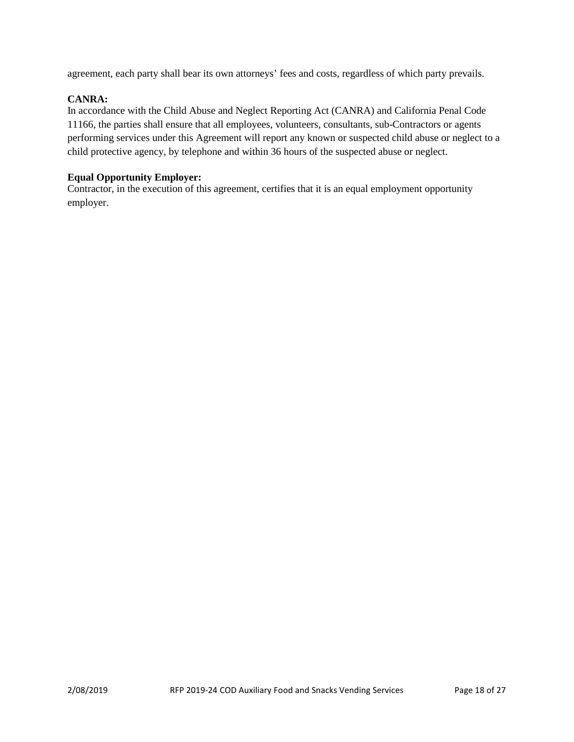agreement, each party shall bear its own attorneys' fees and costs, regardless of which party prevails.

**CANRA:**
In accordance with the Child Abuse and Neglect Reporting Act (CANRA) and California Penal Code 11166, the parties shall ensure that all employees, volunteers, consultants, sub-Contractors or agents performing services under this Agreement will report any known or suspected child abuse or neglect to a child protective agency, by telephone and within 36 hours of the suspected abuse or neglect.

**Equal Opportunity Employer:**
Contractor, in the execution of this agreement, certifies that it is an equal employment opportunity employer.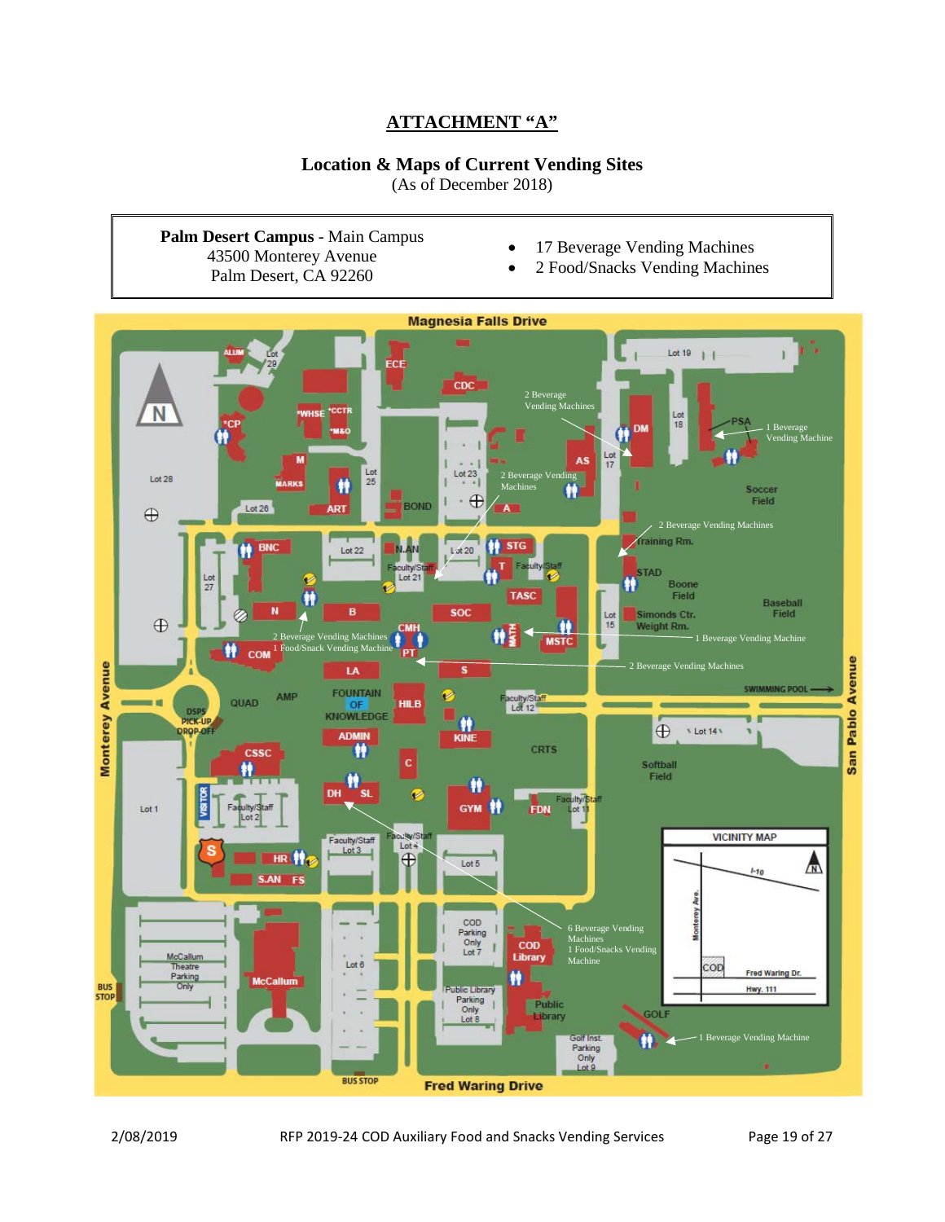## ATTACHMENT "A"

### Location & Maps of Current Vending Sites
(As of December 2018)

| **Palm Desert Campus** - Main Campus<br>43500 Monterey Avenue<br>Palm Desert, CA 92260 | • 17 Beverage Vending Machines<br>• 2 Food/Snacks Vending Machines |
|---|---|

Magnesia Falls Drive

2 Beverage Vending Machines

1 Beverage Vending Machine

2 Beverage Vending Machines

2 Beverage Vending Machines

2 Beverage Vending Machines
1 Food/Snack Vending Machine

1 Beverage Vending Machine

2 Beverage Vending Machines

6 Beverage Vending Machines
1 Food/Snacks Vending Machine

1 Beverage Vending Machine

Fred Waring Drive

Monterey Avenue

San Pablo Avenue

VICINITY MAP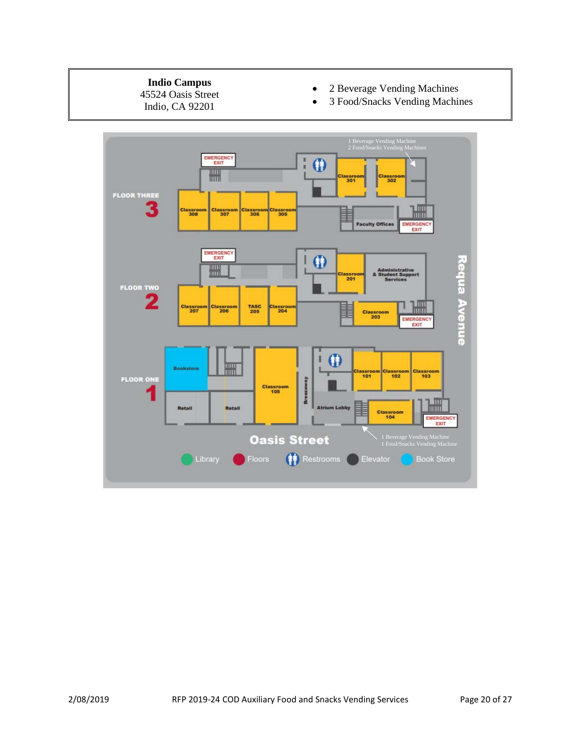| **Indio Campus**<br>45524 Oasis Street<br>Indio, CA 92201 | • 2 Beverage Vending Machines<br>• 3 Food/Snacks Vending Machines |
| --- | --- |

1 Beverage Vending Machine
2 Food/Snacks Vending Machines

FLOOR THREE 3

EMERGENCY EXIT

Classroom 301 | Classroom 302

Classroom 308 | Classroom 307 | Classroom 306 | Classroom 305

Faculty Offices

EMERGENCY EXIT

FLOOR TWO 2

EMERGENCY EXIT

Classroom 201 | Administrative & Student Support Services

Classroom 207 | Classroom 206 | TASC 205 | Classroom 204

Classroom 203

EMERGENCY EXIT

FLOOR ONE 1

Bookstore

Classroom 105

Breezeway

Classroom 101 | Classroom 102 | Classroom 103

Retail | Retail

Atrium Lobby

Classroom 104

EMERGENCY EXIT

Requa Avenue

Oasis Street

1 Beverage Vending Machine
1 Food/Snacks Vending Machine

Library | Floors | Restrooms | Elevator | Book Store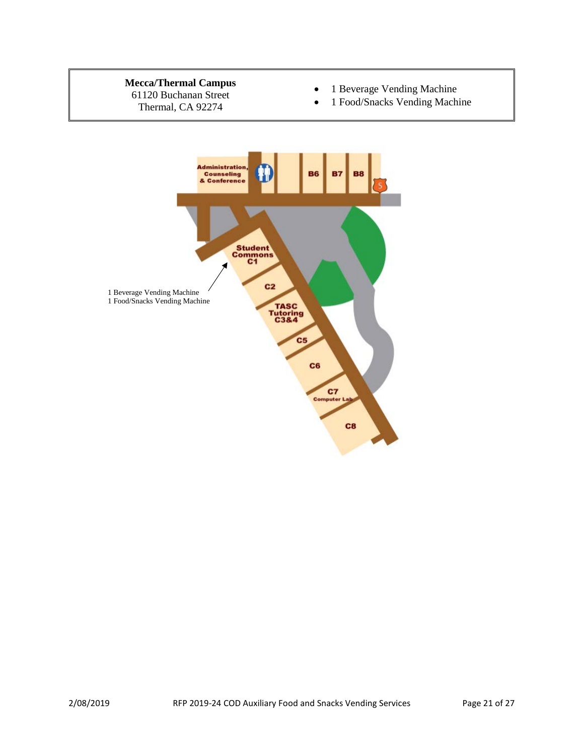| **Mecca/Thermal Campus**<br>61120 Buchanan Street<br>Thermal, CA 92274 | • 1 Beverage Vending Machine<br>• 1 Food/Snacks Vending Machine |
|---|---|

Administration, Counseling & Conference

B6 B7 B8

Student Commons C1

C2

TASC Tutoring C3&4

C5

C6

C7 Computer Lab

C8

1 Beverage Vending Machine
1 Food/Snacks Vending Machine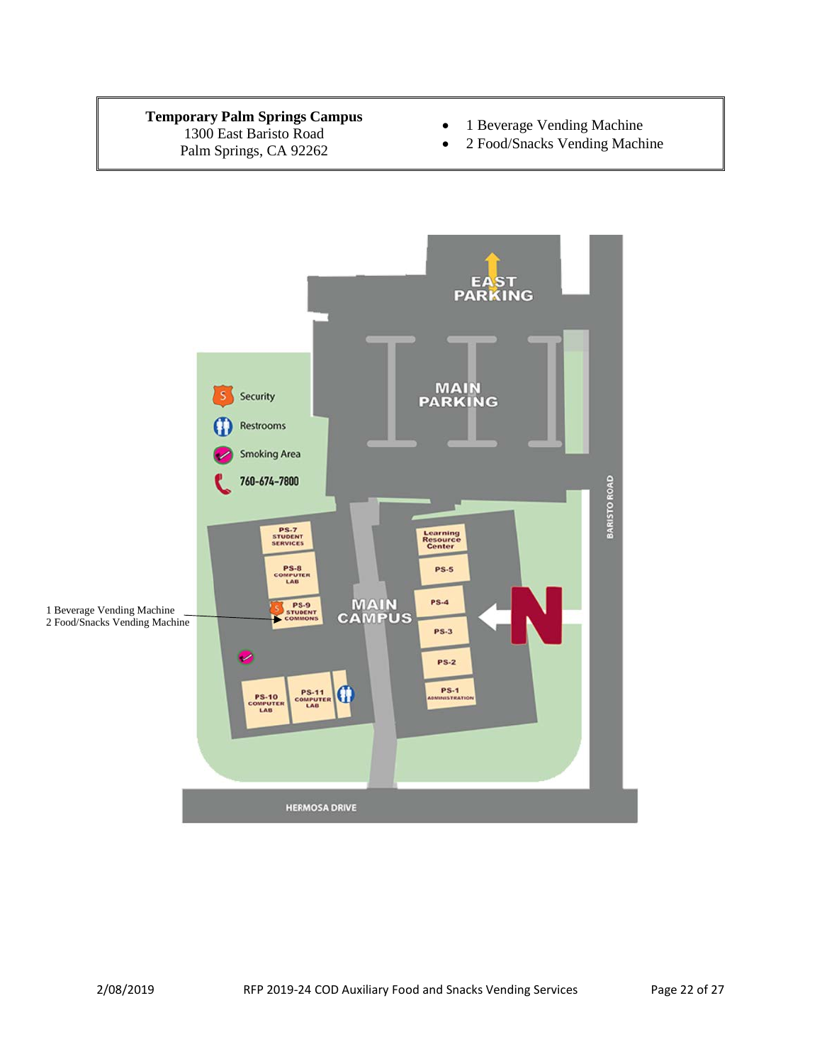| Temporary Palm Springs Campus<br>1300 East Baristo Road<br>Palm Springs, CA 92262 | • 1 Beverage Vending Machine<br>• 2 Food/Snacks Vending Machine |
|---|---|

1 Beverage Vending Machine
2 Food/Snacks Vending Machine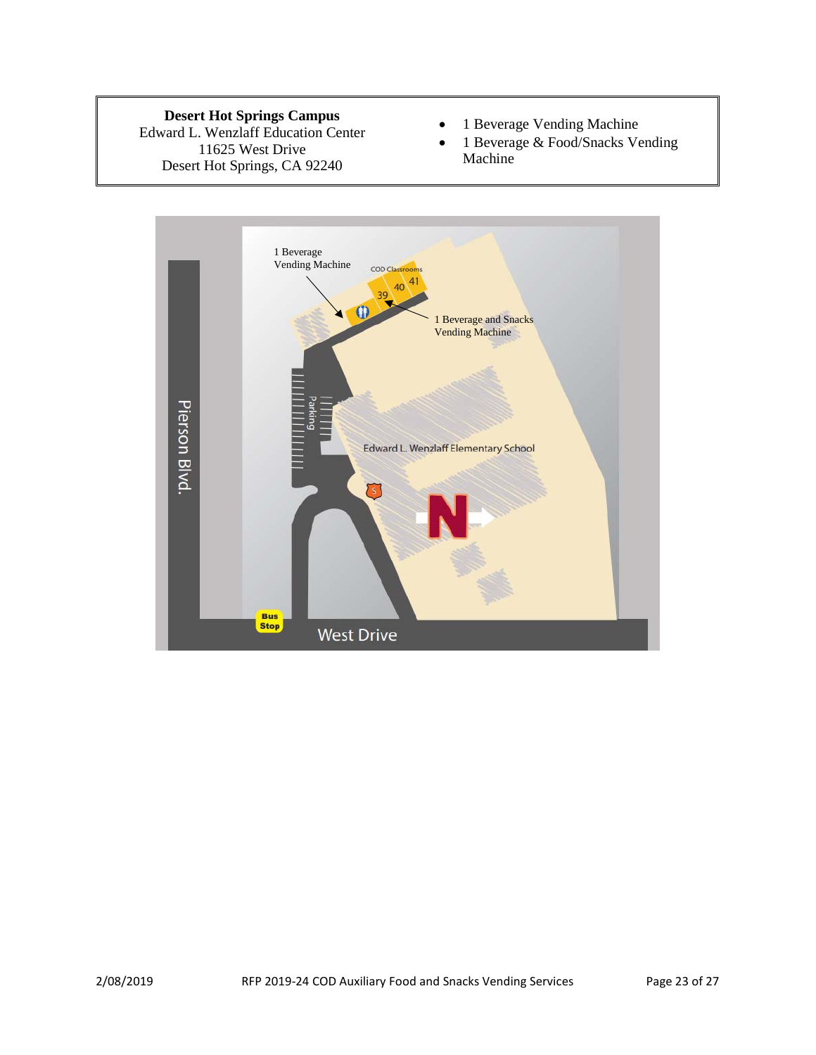| **Desert Hot Springs Campus**<br>Edward L. Wenzlaff Education Center<br>11625 West Drive<br>Desert Hot Springs, CA 92240 | • 1 Beverage Vending Machine<br>• 1 Beverage & Food/Snacks Vending Machine |
|---|---|

1 Beverage Vending Machine

COD Classrooms

39

40

41

1 Beverage and Snacks Vending Machine

Parking

Edward L. Wenzlaff Elementary School

Pierson Blvd.

Bus Stop

West Drive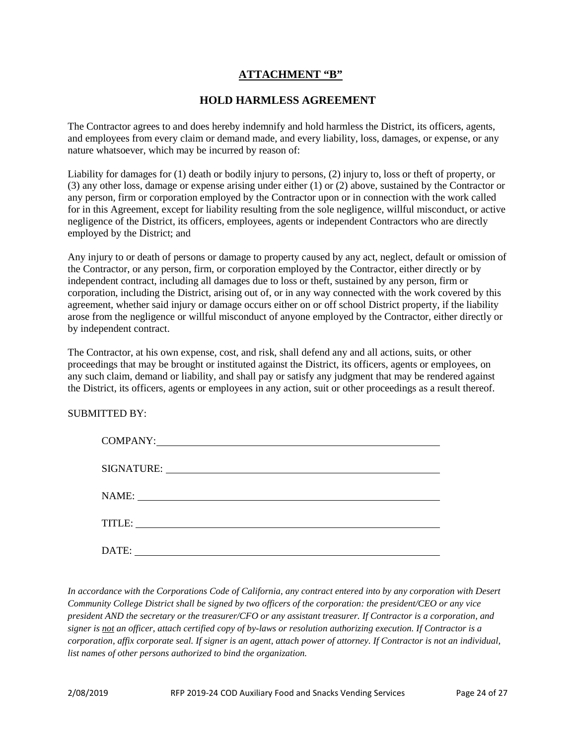## ATTACHMENT "B"

## HOLD HARMLESS AGREEMENT

The Contractor agrees to and does hereby indemnify and hold harmless the District, its officers, agents, and employees from every claim or demand made, and every liability, loss, damages, or expense, or any nature whatsoever, which may be incurred by reason of:

Liability for damages for (1) death or bodily injury to persons, (2) injury to, loss or theft of property, or (3) any other loss, damage or expense arising under either (1) or (2) above, sustained by the Contractor or any person, firm or corporation employed by the Contractor upon or in connection with the work called for in this Agreement, except for liability resulting from the sole negligence, willful misconduct, or active negligence of the District, its officers, employees, agents or independent Contractors who are directly employed by the District; and

Any injury to or death of persons or damage to property caused by any act, neglect, default or omission of the Contractor, or any person, firm, or corporation employed by the Contractor, either directly or by independent contract, including all damages due to loss or theft, sustained by any person, firm or corporation, including the District, arising out of, or in any way connected with the work covered by this agreement, whether said injury or damage occurs either on or off school District property, if the liability arose from the negligence or willful misconduct of anyone employed by the Contractor, either directly or by independent contract.

The Contractor, at his own expense, cost, and risk, shall defend any and all actions, suits, or other proceedings that may be brought or instituted against the District, its officers, agents or employees, on any such claim, demand or liability, and shall pay or satisfy any judgment that may be rendered against the District, its officers, agents or employees in any action, suit or other proceedings as a result thereof.

SUBMITTED BY:

COMPANY: ______________________________

SIGNATURE: ______________________________

NAME: ______________________________

TITLE: ______________________________

DATE: ______________________________

*In accordance with the Corporations Code of California, any contract entered into by any corporation with Desert Community College District shall be signed by two officers of the corporation: the president/CEO or any vice president AND the secretary or the treasurer/CFO or any assistant treasurer. If Contractor is a corporation, and signer is not an officer, attach certified copy of by-laws or resolution authorizing execution. If Contractor is a corporation, affix corporate seal. If signer is an agent, attach power of attorney. If Contractor is not an individual, list names of other persons authorized to bind the organization.*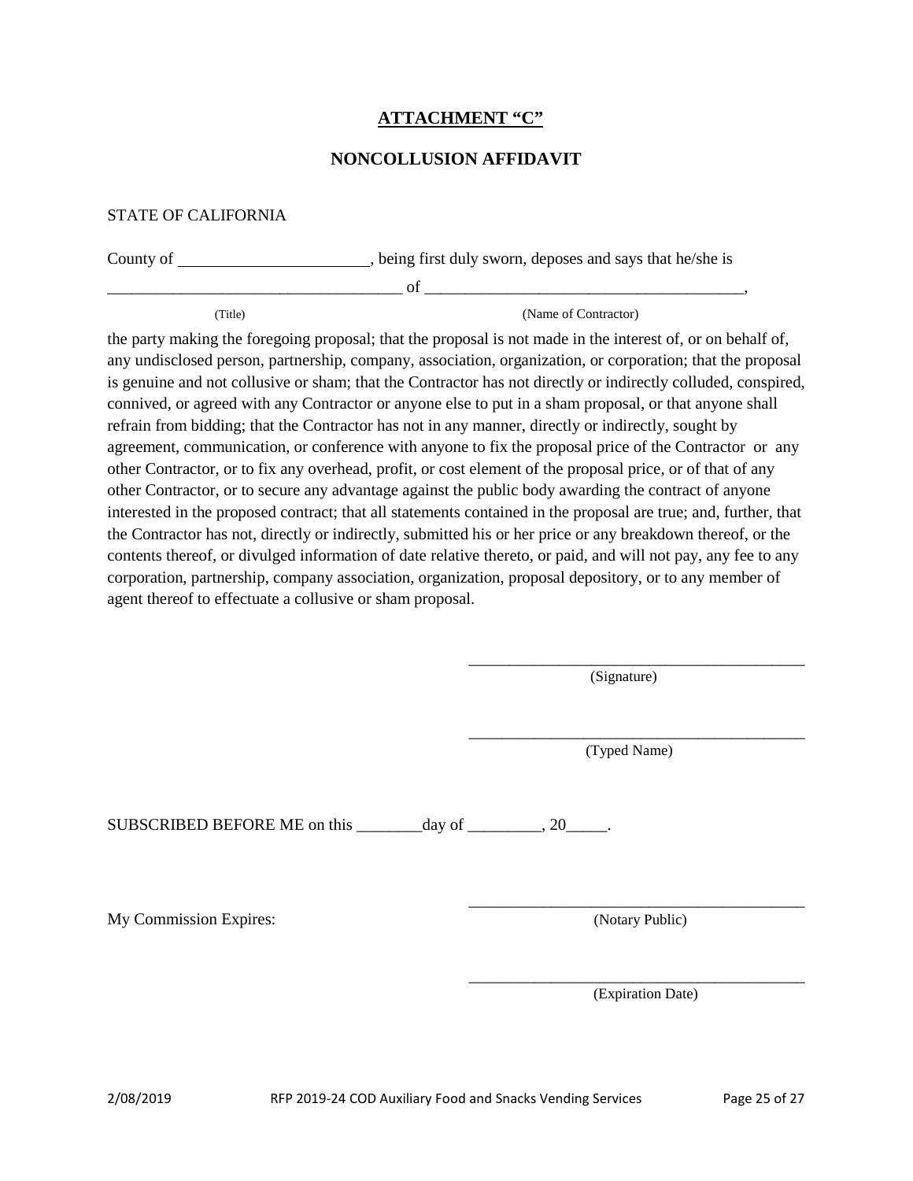# ATTACHMENT "C"

## NONCOLLUSION AFFIDAVIT

STATE OF CALIFORNIA

County of ______________________, being first duly sworn, deposes and says that he/she is ___________________________________ of ______________________________________,

(Title) (Name of Contractor)

the party making the foregoing proposal; that the proposal is not made in the interest of, or on behalf of, any undisclosed person, partnership, company, association, organization, or corporation; that the proposal is genuine and not collusive or sham; that the Contractor has not directly or indirectly colluded, conspired, connived, or agreed with any Contractor or anyone else to put in a sham proposal, or that anyone shall refrain from bidding; that the Contractor has not in any manner, directly or indirectly, sought by agreement, communication, or conference with anyone to fix the proposal price of the Contractor or any other Contractor, or to fix any overhead, profit, or cost element of the proposal price, or of that of any other Contractor, or to secure any advantage against the public body awarding the contract of anyone interested in the proposed contract; that all statements contained in the proposal are true; and, further, that the Contractor has not, directly or indirectly, submitted his or her price or any breakdown thereof, or the contents thereof, or divulged information of date relative thereto, or paid, and will not pay, any fee to any corporation, partnership, company association, organization, proposal depository, or to any member of agent thereof to effectuate a collusive or sham proposal.

___________________________________________
(Signature)

___________________________________________
(Typed Name)

SUBSCRIBED BEFORE ME on this ________day of _________, 20_____.

My Commission Expires:

___________________________________________
(Notary Public)

___________________________________________
(Expiration Date)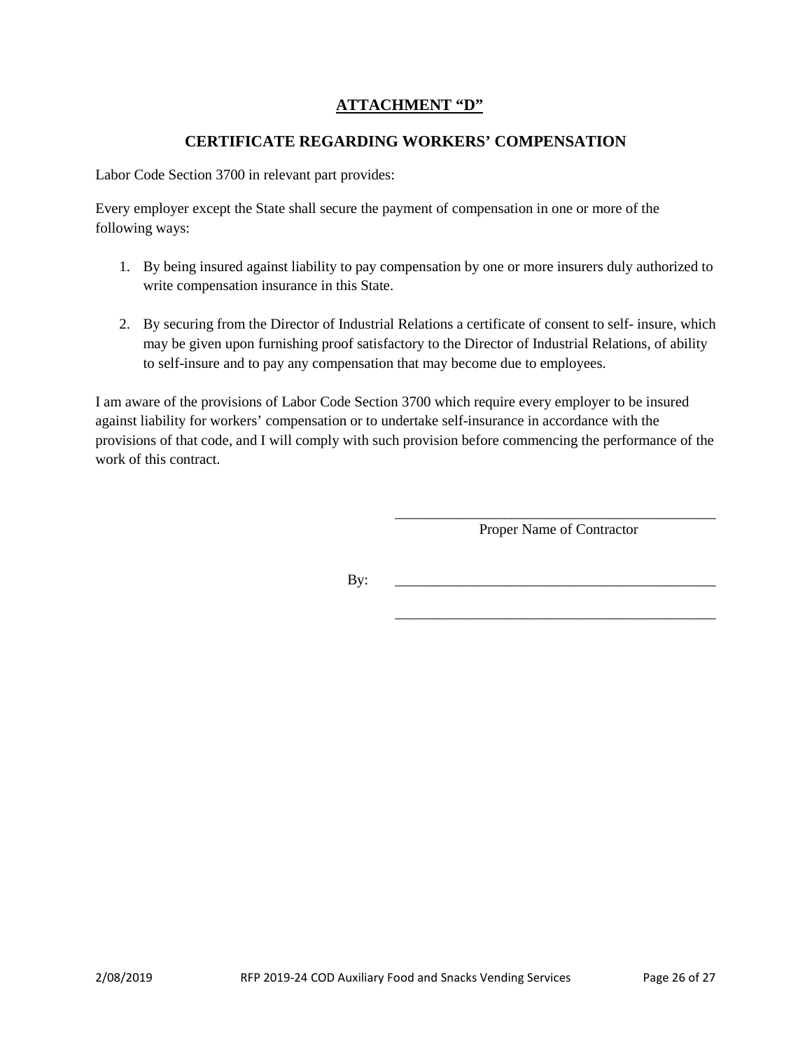## ATTACHMENT "D"

## CERTIFICATE REGARDING WORKERS' COMPENSATION

Labor Code Section 3700 in relevant part provides:

Every employer except the State shall secure the payment of compensation in one or more of the following ways:

1. By being insured against liability to pay compensation by one or more insurers duly authorized to write compensation insurance in this State.

2. By securing from the Director of Industrial Relations a certificate of consent to self- insure, which may be given upon furnishing proof satisfactory to the Director of Industrial Relations, of ability to self-insure and to pay any compensation that may become due to employees.

I am aware of the provisions of Labor Code Section 3700 which require every employer to be insured against liability for workers' compensation or to undertake self-insurance in accordance with the provisions of that code, and I will comply with such provision before commencing the performance of the work of this contract.

\_\_\_\_\_\_\_\_\_\_\_\_\_\_\_\_\_\_\_\_\_\_\_\_\_\_\_\_\_\_\_\_\_\_\_\_\_\_\_\_\_\_\_\_
Proper Name of Contractor

By: \_\_\_\_\_\_\_\_\_\_\_\_\_\_\_\_\_\_\_\_\_\_\_\_\_\_\_\_\_\_\_\_\_\_\_\_\_\_\_\_\_\_\_\_

\_\_\_\_\_\_\_\_\_\_\_\_\_\_\_\_\_\_\_\_\_\_\_\_\_\_\_\_\_\_\_\_\_\_\_\_\_\_\_\_\_\_\_\_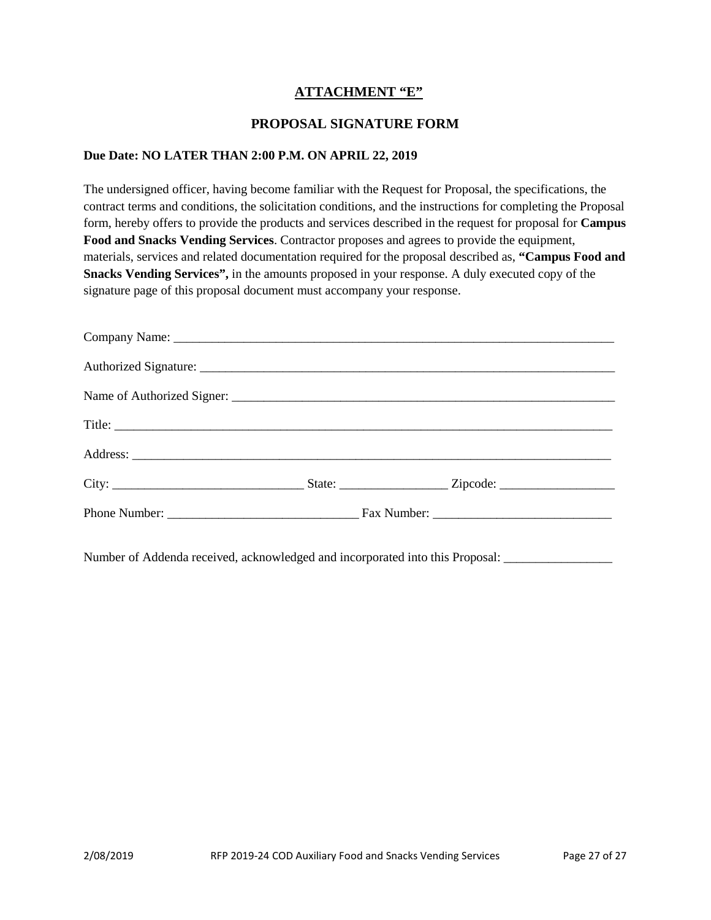## ATTACHMENT "E"

## PROPOSAL SIGNATURE FORM

**Due Date: NO LATER THAN 2:00 P.M. ON APRIL 22, 2019**

The undersigned officer, having become familiar with the Request for Proposal, the specifications, the contract terms and conditions, the solicitation conditions, and the instructions for completing the Proposal form, hereby offers to provide the products and services described in the request for proposal for **Campus Food and Snacks Vending Services**. Contractor proposes and agrees to provide the equipment, materials, services and related documentation required for the proposal described as, **"Campus Food and Snacks Vending Services",** in the amounts proposed in your response. A duly executed copy of the signature page of this proposal document must accompany your response.

Company Name: ___________________________________________________________________

Authorized Signature: _______________________________________________________________

Name of Authorized Signer: __________________________________________________________

Title: _____________________________________________________________________________

Address: __________________________________________________________________________

City: ____________________________ State: _______________ Zipcode: _________________

Phone Number: ____________________________ Fax Number: __________________________

Number of Addenda received, acknowledged and incorporated into this Proposal: ________________